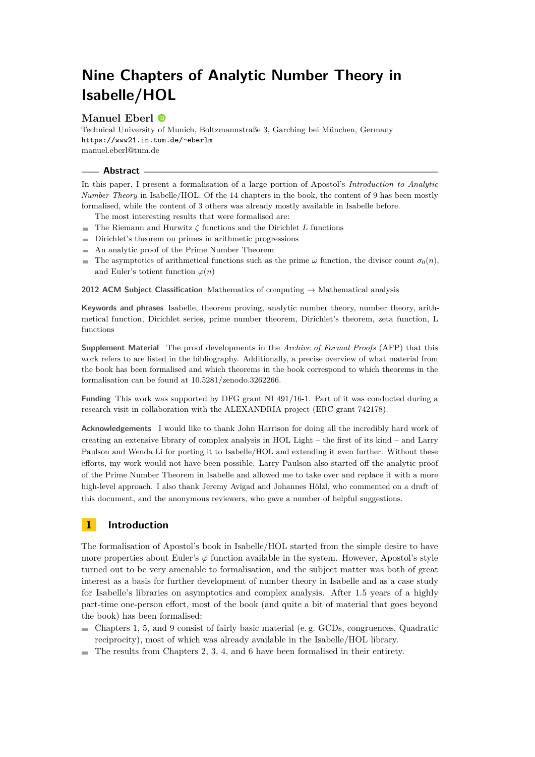# Nine Chapters of Analytic Number Theory in Isabelle/HOL

**Manuel Eberl**

Technical University of Munich, Boltzmannstraße 3, Garching bei München, Germany
https://www21.in.tum.de/~eberlm
manuel.eberl@tum.de

## Abstract

In this paper, I present a formalisation of a large portion of Apostol's *Introduction to Analytic Number Theory* in Isabelle/HOL. Of the 14 chapters in the book, the content of 9 has been mostly formalised, while the content of 3 others was already mostly available in Isabelle before.

The most interesting results that were formalised are:

- The Riemann and Hurwitz $\zeta$ functions and the Dirichlet $L$ functions
- Dirichlet's theorem on primes in arithmetic progressions
- An analytic proof of the Prime Number Theorem
- The asymptotics of arithmetical functions such as the prime $\omega$ function, the divisor count $\sigma_0(n)$, and Euler's totient function $\varphi(n)$

**2012 ACM Subject Classification** Mathematics of computing → Mathematical analysis

**Keywords and phrases** Isabelle, theorem proving, analytic number theory, number theory, arithmetical function, Dirichlet series, prime number theorem, Dirichlet's theorem, zeta function, L functions

**Supplement Material** The proof developments in the *Archive of Formal Proofs* (AFP) that this work refers to are listed in the bibliography. Additionally, a precise overview of what material from the book has been formalised and which theorems in the book correspond to which theorems in the formalisation can be found at 10.5281/zenodo.3262266.

**Funding** This work was supported by DFG grant NI 491/16-1. Part of it was conducted during a research visit in collaboration with the ALEXANDRIA project (ERC grant 742178).

**Acknowledgements** I would like to thank John Harrison for doing all the incredibly hard work of creating an extensive library of complex analysis in HOL Light – the first of its kind – and Larry Paulson and Wenda Li for porting it to Isabelle/HOL and extending it even further. Without these efforts, my work would not have been possible. Larry Paulson also started off the analytic proof of the Prime Number Theorem in Isabelle and allowed me to take over and replace it with a more high-level approach. I also thank Jeremy Avigad and Johannes Hölzl, who commented on a draft of this document, and the anonymous reviewers, who gave a number of helpful suggestions.

## 1 Introduction

The formalisation of Apostol's book in Isabelle/HOL started from the simple desire to have more properties about Euler's $\varphi$ function available in the system. However, Apostol's style turned out to be very amenable to formalisation, and the subject matter was both of great interest as a basis for further development of number theory in Isabelle and as a case study for Isabelle's libraries on asymptotics and complex analysis. After 1.5 years of a highly part-time one-person effort, most of the book (and quite a bit of material that goes beyond the book) has been formalised:

- Chapters 1, 5, and 9 consist of fairly basic material (e.g. GCDs, congruences, Quadratic reciprocity), most of which was already available in the Isabelle/HOL library.
- The results from Chapters 2, 3, 4, and 6 have been formalised in their entirety.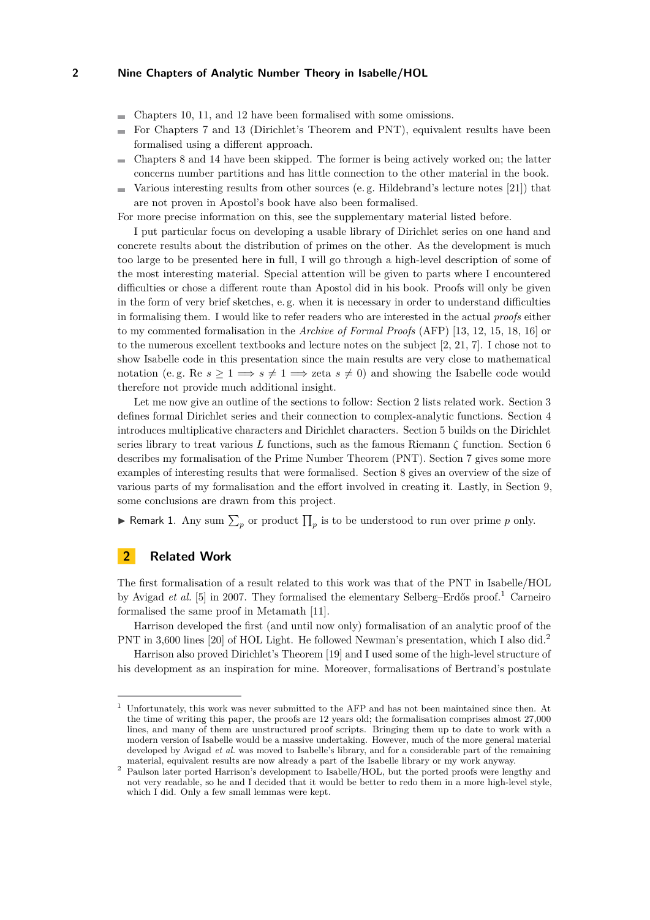- Chapters 10, 11, and 12 have been formalised with some omissions.
- For Chapters 7 and 13 (Dirichlet's Theorem and PNT), equivalent results have been formalised using a different approach.
- Chapters 8 and 14 have been skipped. The former is being actively worked on; the latter concerns number partitions and has little connection to the other material in the book.
- Various interesting results from other sources (e. g. Hildebrand's lecture notes [21]) that are not proven in Apostol's book have also been formalised.

For more precise information on this, see the supplementary material listed before.

I put particular focus on developing a usable library of Dirichlet series on one hand and concrete results about the distribution of primes on the other. As the development is much too large to be presented here in full, I will go through a high-level description of some of the most interesting material. Special attention will be given to parts where I encountered difficulties or chose a different route than Apostol did in his book. Proofs will only be given in the form of very brief sketches, e. g. when it is necessary in order to understand difficulties in formalising them. I would like to refer readers who are interested in the actual *proofs* either to my commented formalisation in the *Archive of Formal Proofs* (AFP) [13, 12, 15, 18, 16] or to the numerous excellent textbooks and lecture notes on the subject [2, 21, 7]. I chose not to show Isabelle code in this presentation since the main results are very close to mathematical notation (e. g. Re $s \geq 1 \Longrightarrow s \neq 1 \Longrightarrow$ zeta $s \neq 0$) and showing the Isabelle code would therefore not provide much additional insight.

Let me now give an outline of the sections to follow: Section 2 lists related work. Section 3 defines formal Dirichlet series and their connection to complex-analytic functions. Section 4 introduces multiplicative characters and Dirichlet characters. Section 5 builds on the Dirichlet series library to treat various $L$ functions, such as the famous Riemann $\zeta$ function. Section 6 describes my formalisation of the Prime Number Theorem (PNT). Section 7 gives some more examples of interesting results that were formalised. Section 8 gives an overview of the size of various parts of my formalisation and the effort involved in creating it. Lastly, in Section 9, some conclusions are drawn from this project.

▶ Remark 1. Any sum $\sum_p$ or product $\prod_p$ is to be understood to run over prime $p$ only.

## 2 Related Work

The first formalisation of a result related to this work was that of the PNT in Isabelle/HOL by Avigad *et al.* [5] in 2007. They formalised the elementary Selberg–Erdős proof.[1] Carneiro formalised the same proof in Metamath [11].

Harrison developed the first (and until now only) formalisation of an analytic proof of the PNT in 3,600 lines [20] of HOL Light. He followed Newman's presentation, which I also did.[2]

Harrison also proved Dirichlet's Theorem [19] and I used some of the high-level structure of his development as an inspiration for mine. Moreover, formalisations of Bertrand's postulate

---

[1] Unfortunately, this work was never submitted to the AFP and has not been maintained since then. At the time of writing this paper, the proofs are 12 years old; the formalisation comprises almost 27,000 lines, and many of them are unstructured proof scripts. Bringing them up to date to work with a modern version of Isabelle would be a massive undertaking. However, much of the more general material developed by Avigad *et al.* was moved to Isabelle's library, and for a considerable part of the remaining material, equivalent results are now already a part of the Isabelle library or my work anyway.

[2] Paulson later ported Harrison's development to Isabelle/HOL, but the ported proofs were lengthy and not very readable, so he and I decided that it would be better to redo them in a more high-level style, which I did. Only a few small lemmas were kept.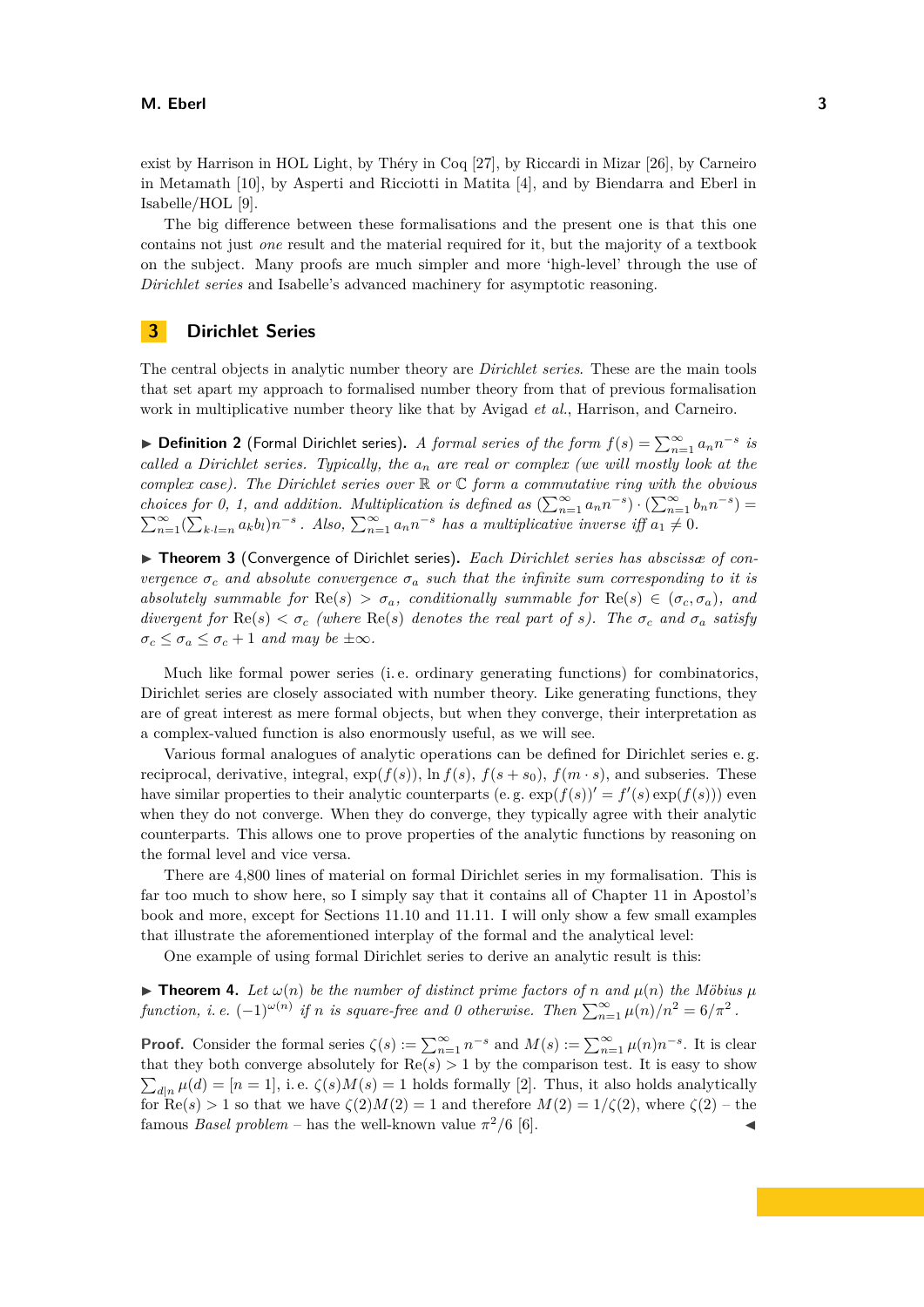exist by Harrison in HOL Light, by Théry in Coq [27], by Riccardi in Mizar [26], by Carneiro in Metamath [10], by Asperti and Ricciotti in Matita [4], and by Biendarra and Eberl in Isabelle/HOL [9].

The big difference between these formalisations and the present one is that this one contains not just *one* result and the material required for it, but the majority of a textbook on the subject. Many proofs are much simpler and more 'high-level' through the use of *Dirichlet series* and Isabelle's advanced machinery for asymptotic reasoning.

## 3 Dirichlet Series

The central objects in analytic number theory are *Dirichlet series*. These are the main tools that set apart my approach to formalised number theory from that of previous formalisation work in multiplicative number theory like that by Avigad *et al.*, Harrison, and Carneiro.

▶ **Definition 2** (Formal Dirichlet series). *A formal series of the form $f(s) = \sum_{n=1}^{\infty} a_n n^{-s}$ is called a Dirichlet series. Typically, the $a_n$ are real or complex (we will mostly look at the complex case). The Dirichlet series over $\mathbb{R}$ or $\mathbb{C}$ form a commutative ring with the obvious choices for 0, 1, and addition. Multiplication is defined as $(\sum_{n=1}^{\infty} a_n n^{-s}) \cdot (\sum_{n=1}^{\infty} b_n n^{-s}) = \sum_{n=1}^{\infty} (\sum_{k \cdot l = n} a_k b_l) n^{-s}$. Also, $\sum_{n=1}^{\infty} a_n n^{-s}$ has a multiplicative inverse iff $a_1 \neq 0$.*

▶ **Theorem 3** (Convergence of Dirichlet series). *Each Dirichlet series has abscissæ of convergence $\sigma_c$ and absolute convergence $\sigma_a$ such that the infinite sum corresponding to it is absolutely summable for $\mathrm{Re}(s) > \sigma_a$, conditionally summable for $\mathrm{Re}(s) \in (\sigma_c, \sigma_a)$, and divergent for $\mathrm{Re}(s) < \sigma_c$ (where $\mathrm{Re}(s)$ denotes the real part of $s$). The $\sigma_c$ and $\sigma_a$ satisfy $\sigma_c \leq \sigma_a \leq \sigma_c + 1$ and may be $\pm\infty$.*

Much like formal power series (i. e. ordinary generating functions) for combinatorics, Dirichlet series are closely associated with number theory. Like generating functions, they are of great interest as mere formal objects, but when they converge, their interpretation as a complex-valued function is also enormously useful, as we will see.

Various formal analogues of analytic operations can be defined for Dirichlet series e. g. reciprocal, derivative, integral, $\exp(f(s))$, $\ln f(s)$, $f(s + s_0)$, $f(m \cdot s)$, and subseries. These have similar properties to their analytic counterparts (e. g. $\exp(f(s))' = f'(s) \exp(f(s))$) even when they do not converge. When they do converge, they typically agree with their analytic counterparts. This allows one to prove properties of the analytic functions by reasoning on the formal level and vice versa.

There are 4,800 lines of material on formal Dirichlet series in my formalisation. This is far too much to show here, so I simply say that it contains all of Chapter 11 in Apostol's book and more, except for Sections 11.10 and 11.11. I will only show a few small examples that illustrate the aforementioned interplay of the formal and the analytical level:

One example of using formal Dirichlet series to derive an analytic result is this:

▶ **Theorem 4.** *Let $\omega(n)$ be the number of distinct prime factors of $n$ and $\mu(n)$ the Möbius $\mu$ function, i. e. $(-1)^{\omega(n)}$ if $n$ is square-free and 0 otherwise. Then $\sum_{n=1}^{\infty} \mu(n)/n^2 = 6/\pi^2$.*

**Proof.** Consider the formal series $\zeta(s) := \sum_{n=1}^{\infty} n^{-s}$ and $M(s) := \sum_{n=1}^{\infty} \mu(n) n^{-s}$. It is clear that they both converge absolutely for $\mathrm{Re}(s) > 1$ by the comparison test. It is easy to show $\sum_{d|n} \mu(d) = [n = 1]$, i. e. $\zeta(s)M(s) = 1$ holds formally [2]. Thus, it also holds analytically for $\mathrm{Re}(s) > 1$ so that we have $\zeta(2)M(2) = 1$ and therefore $M(2) = 1/\zeta(2)$, where $\zeta(2)$ – the famous *Basel problem* – has the well-known value $\pi^2/6$ [6]. ◀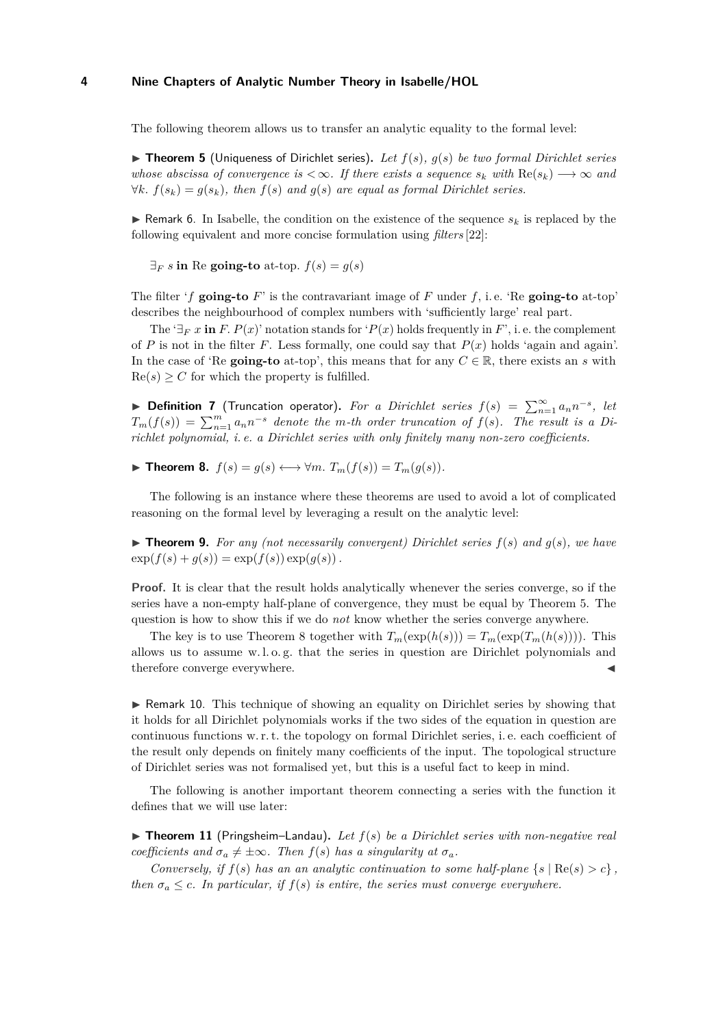The following theorem allows us to transfer an analytic equality to the formal level:

► **Theorem 5** (Uniqueness of Dirichlet series)**.** *Let $f(s)$, $g(s)$ be two formal Dirichlet series whose abscissa of convergence is $< \infty$. If there exists a sequence $s_k$ with $\mathrm{Re}(s_k) \longrightarrow \infty$ and $\forall k.\ f(s_k) = g(s_k)$, then $f(s)$ and $g(s)$ are equal as formal Dirichlet series.*

► Remark 6. In Isabelle, the condition on the existence of the sequence $s_k$ is replaced by the following equivalent and more concise formulation using *filters* [22]:

$\exists_F\ s$ **in** Re **going-to** at-top. $f(s) = g(s)$

The filter '$f$ **going-to** $F$' is the contravariant image of $F$ under $f$, i. e. 'Re **going-to** at-top' describes the neighbourhood of complex numbers with 'sufficiently large' real part.

The '$\exists_F\ x$ **in** $F$. $P(x)$' notation stands for '$P(x)$ holds frequently in $F$', i. e. the complement of $P$ is not in the filter $F$. Less formally, one could say that $P(x)$ holds 'again and again'. In the case of 'Re **going-to** at-top', this means that for any $C \in \mathbb{R}$, there exists an $s$ with $\mathrm{Re}(s) \geq C$ for which the property is fulfilled.

► **Definition 7** (Truncation operator)**.** *For a Dirichlet series $f(s) = \sum_{n=1}^{\infty} a_n n^{-s}$, let $T_m(f(s)) = \sum_{n=1}^{m} a_n n^{-s}$ denote the $m$-th order truncation of $f(s)$. The result is a Dirichlet polynomial, i. e. a Dirichlet series with only finitely many non-zero coefficients.*

► **Theorem 8.** $f(s) = g(s) \longleftrightarrow \forall m.\ T_m(f(s)) = T_m(g(s))$.

The following is an instance where these theorems are used to avoid a lot of complicated reasoning on the formal level by leveraging a result on the analytic level:

► **Theorem 9.** *For any (not necessarily convergent) Dirichlet series $f(s)$ and $g(s)$, we have $\exp(f(s) + g(s)) = \exp(f(s)) \exp(g(s))$.*

**Proof.** It is clear that the result holds analytically whenever the series converge, so if the series have a non-empty half-plane of convergence, they must be equal by Theorem 5. The question is how to show this if we do *not* know whether the series converge anywhere.

The key is to use Theorem 8 together with $T_m(\exp(h(s))) = T_m(\exp(T_m(h(s))))$. This allows us to assume w. l. o. g. that the series in question are Dirichlet polynomials and therefore converge everywhere. ◄

► Remark 10. This technique of showing an equality on Dirichlet series by showing that it holds for all Dirichlet polynomials works if the two sides of the equation in question are continuous functions w. r. t. the topology on formal Dirichlet series, i. e. each coefficient of the result only depends on finitely many coefficients of the input. The topological structure of Dirichlet series was not formalised yet, but this is a useful fact to keep in mind.

The following is another important theorem connecting a series with the function it defines that we will use later:

► **Theorem 11** (Pringsheim–Landau)**.** *Let $f(s)$ be a Dirichlet series with non-negative real coefficients and $\sigma_a \neq \pm\infty$. Then $f(s)$ has a singularity at $\sigma_a$.*

*Conversely, if $f(s)$ has an an analytic continuation to some half-plane $\{s \mid \mathrm{Re}(s) > c\}$, then $\sigma_a \leq c$. In particular, if $f(s)$ is entire, the series must converge everywhere.*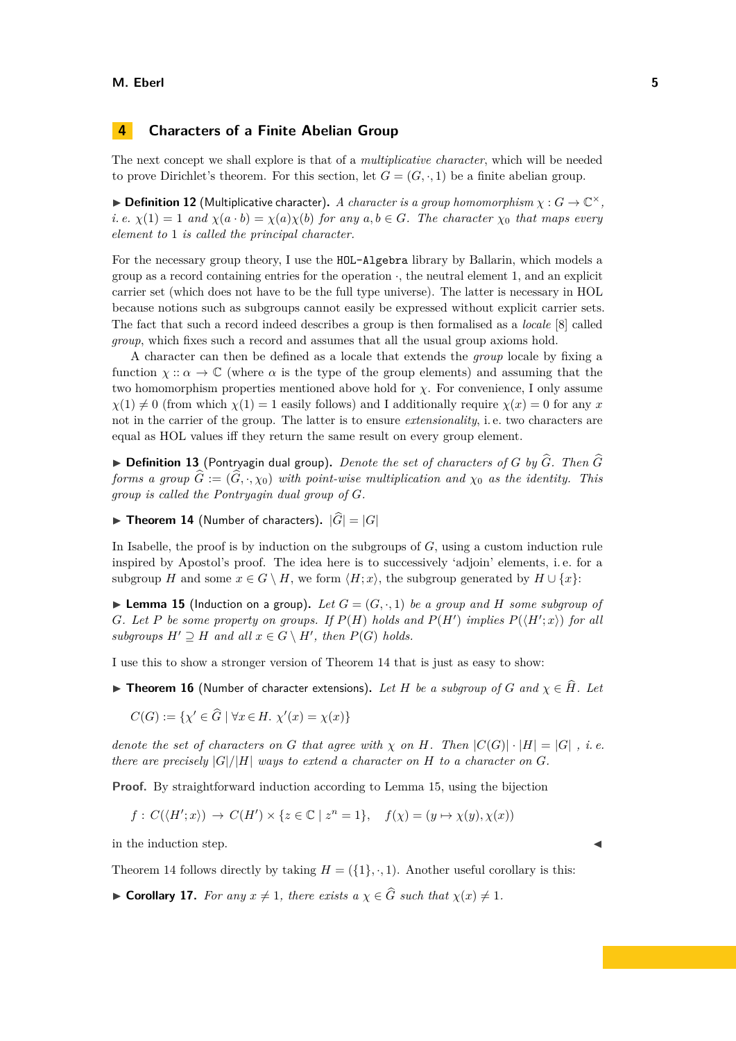## 4 Characters of a Finite Abelian Group

The next concept we shall explore is that of a *multiplicative character*, which will be needed to prove Dirichlet's theorem. For this section, let $G = (G, \cdot, 1)$ be a finite abelian group.

▶ **Definition 12** (Multiplicative character). *A character is a group homomorphism $\chi : G \to \mathbb{C}^\times$, i. e. $\chi(1) = 1$ and $\chi(a \cdot b) = \chi(a)\chi(b)$ for any $a, b \in G$. The character $\chi_0$ that maps every element to 1 is called the principal character.*

For the necessary group theory, I use the `HOL-Algebra` library by Ballarin, which models a group as a record containing entries for the operation $\cdot$, the neutral element 1, and an explicit carrier set (which does not have to be the full type universe). The latter is necessary in HOL because notions such as subgroups cannot easily be expressed without explicit carrier sets. The fact that such a record indeed describes a group is then formalised as a *locale* [8] called *group*, which fixes such a record and assumes that all the usual group axioms hold.

A character can then be defined as a locale that extends the *group* locale by fixing a function $\chi :: \alpha \to \mathbb{C}$ (where $\alpha$ is the type of the group elements) and assuming that the two homomorphism properties mentioned above hold for $\chi$. For convenience, I only assume $\chi(1) \neq 0$ (from which $\chi(1) = 1$ easily follows) and I additionally require $\chi(x) = 0$ for any $x$ not in the carrier of the group. The latter is to ensure *extensionality*, i. e. two characters are equal as HOL values iff they return the same result on every group element.

▶ **Definition 13** (Pontryagin dual group). *Denote the set of characters of $G$ by $\widehat{G}$. Then $\widehat{G}$ forms a group $\widehat{G} := (\widehat{G}, \cdot, \chi_0)$ with point-wise multiplication and $\chi_0$ as the identity. This group is called the Pontryagin dual group of $G$.*

▶ **Theorem 14** (Number of characters). $|\widehat{G}| = |G|$

In Isabelle, the proof is by induction on the subgroups of $G$, using a custom induction rule inspired by Apostol's proof. The idea here is to successively 'adjoin' elements, i. e. for a subgroup $H$ and some $x \in G \setminus H$, we form $\langle H; x\rangle$, the subgroup generated by $H \cup \{x\}$:

▶ **Lemma 15** (Induction on a group). *Let $G = (G, \cdot, 1)$ be a group and $H$ some subgroup of $G$. Let $P$ be some property on groups. If $P(H)$ holds and $P(H')$ implies $P(\langle H'; x\rangle)$ for all subgroups $H' \supseteq H$ and all $x \in G \setminus H'$, then $P(G)$ holds.*

I use this to show a stronger version of Theorem 14 that is just as easy to show:

▶ **Theorem 16** (Number of character extensions). *Let $H$ be a subgroup of $G$ and $\chi \in \widehat{H}$. Let*

$$C(G) := \{\chi' \in \widehat{G} \mid \forall x \in H.\ \chi'(x) = \chi(x)\}$$

*denote the set of characters on $G$ that agree with $\chi$ on $H$. Then $|C(G)| \cdot |H| = |G|$ , i. e. there are precisely $|G|/|H|$ ways to extend a character on $H$ to a character on $G$.*

**Proof.** By straightforward induction according to Lemma 15, using the bijection

$$f : C(\langle H'; x\rangle) \to C(H') \times \{z \in \mathbb{C} \mid z^n = 1\}, \quad f(\chi) = (y \mapsto \chi(y), \chi(x))$$

in the induction step. ◀

Theorem 14 follows directly by taking $H = (\{1\}, \cdot, 1)$. Another useful corollary is this:

▶ **Corollary 17.** *For any $x \neq 1$, there exists a $\chi \in \widehat{G}$ such that $\chi(x) \neq 1$.*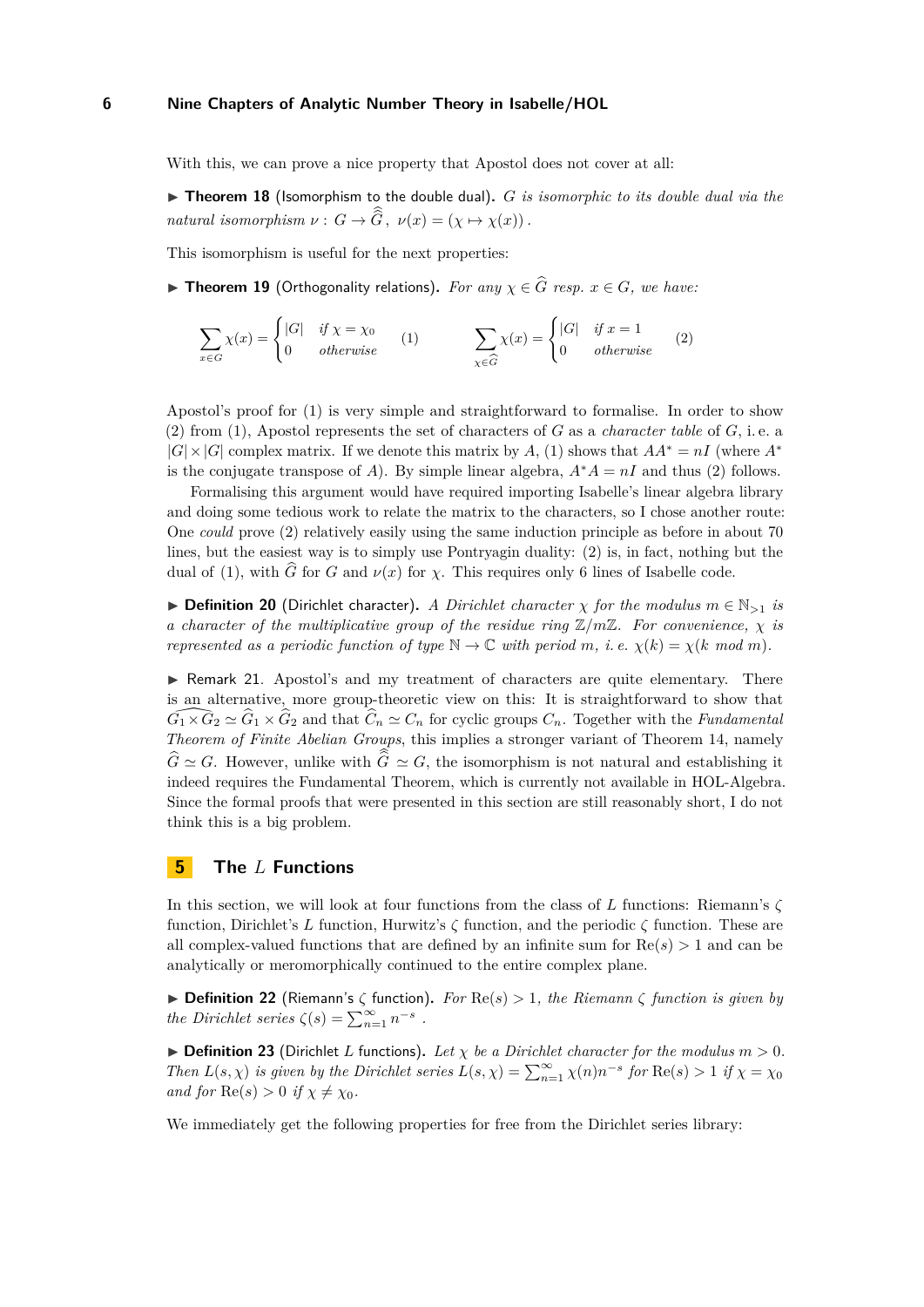With this, we can prove a nice property that Apostol does not cover at all:

▶ **Theorem 18** (Isomorphism to the double dual). *$G$ is isomorphic to its double dual via the natural isomorphism $\nu : G \to \widehat{\widehat{G}}$, $\nu(x) = (\chi \mapsto \chi(x))$.*

This isomorphism is useful for the next properties:

▶ **Theorem 19** (Orthogonality relations). *For any $\chi \in \widehat{G}$ resp. $x \in G$, we have:*

$$\sum_{x \in G} \chi(x) = \begin{cases} |G| & \text{if } \chi = \chi_0 \\ 0 & \text{otherwise} \end{cases} \quad (1) \qquad \sum_{\chi \in \widehat{G}} \chi(x) = \begin{cases} |G| & \text{if } x = 1 \\ 0 & \text{otherwise} \end{cases} \quad (2)$$

Apostol's proof for (1) is very simple and straightforward to formalise. In order to show (2) from (1), Apostol represents the set of characters of $G$ as a *character table* of $G$, i. e. a $|G| \times |G|$ complex matrix. If we denote this matrix by $A$, (1) shows that $AA^* = nI$ (where $A^*$ is the conjugate transpose of $A$). By simple linear algebra, $A^*A = nI$ and thus (2) follows.

Formalising this argument would have required importing Isabelle's linear algebra library and doing some tedious work to relate the matrix to the characters, so I chose another route: One *could* prove (2) relatively easily using the same induction principle as before in about 70 lines, but the easiest way is to simply use Pontryagin duality: (2) is, in fact, nothing but the dual of (1), with $\widehat{G}$ for $G$ and $\nu(x)$ for $\chi$. This requires only 6 lines of Isabelle code.

▶ **Definition 20** (Dirichlet character). *A Dirichlet character $\chi$ for the modulus $m \in \mathbb{N}_{>1}$ is a character of the multiplicative group of the residue ring $\mathbb{Z}/m\mathbb{Z}$. For convenience, $\chi$ is represented as a periodic function of type $\mathbb{N} \to \mathbb{C}$ with period $m$, i. e. $\chi(k) = \chi(k \bmod m)$.*

▶ Remark 21. Apostol's and my treatment of characters are quite elementary. There is an alternative, more group-theoretic view on this: It is straightforward to show that $\widehat{G_1 \times G_2} \simeq \widehat{G}_1 \times \widehat{G}_2$ and that $\widehat{C}_n \simeq C_n$ for cyclic groups $C_n$. Together with the *Fundamental Theorem of Finite Abelian Groups*, this implies a stronger variant of Theorem 14, namely $\widehat{G} \simeq G$. However, unlike with $\widehat{\widehat{G}} \simeq G$, the isomorphism is not natural and establishing it indeed requires the Fundamental Theorem, which is currently not available in HOL-Algebra. Since the formal proofs that were presented in this section are still reasonably short, I do not think this is a big problem.

## 5 The $L$ Functions

In this section, we will look at four functions from the class of $L$ functions: Riemann's $\zeta$ function, Dirichlet's $L$ function, Hurwitz's $\zeta$ function, and the periodic $\zeta$ function. These are all complex-valued functions that are defined by an infinite sum for $\mathrm{Re}(s) > 1$ and can be analytically or meromorphically continued to the entire complex plane.

▶ **Definition 22** (Riemann's $\zeta$ function). *For $\mathrm{Re}(s) > 1$, the Riemann $\zeta$ function is given by the Dirichlet series $\zeta(s) = \sum_{n=1}^{\infty} n^{-s}$.*

▶ **Definition 23** (Dirichlet $L$ functions). *Let $\chi$ be a Dirichlet character for the modulus $m > 0$. Then $L(s, \chi)$ is given by the Dirichlet series $L(s, \chi) = \sum_{n=1}^{\infty} \chi(n) n^{-s}$ for $\mathrm{Re}(s) > 1$ if $\chi = \chi_0$ and for $\mathrm{Re}(s) > 0$ if $\chi \neq \chi_0$.*

We immediately get the following properties for free from the Dirichlet series library: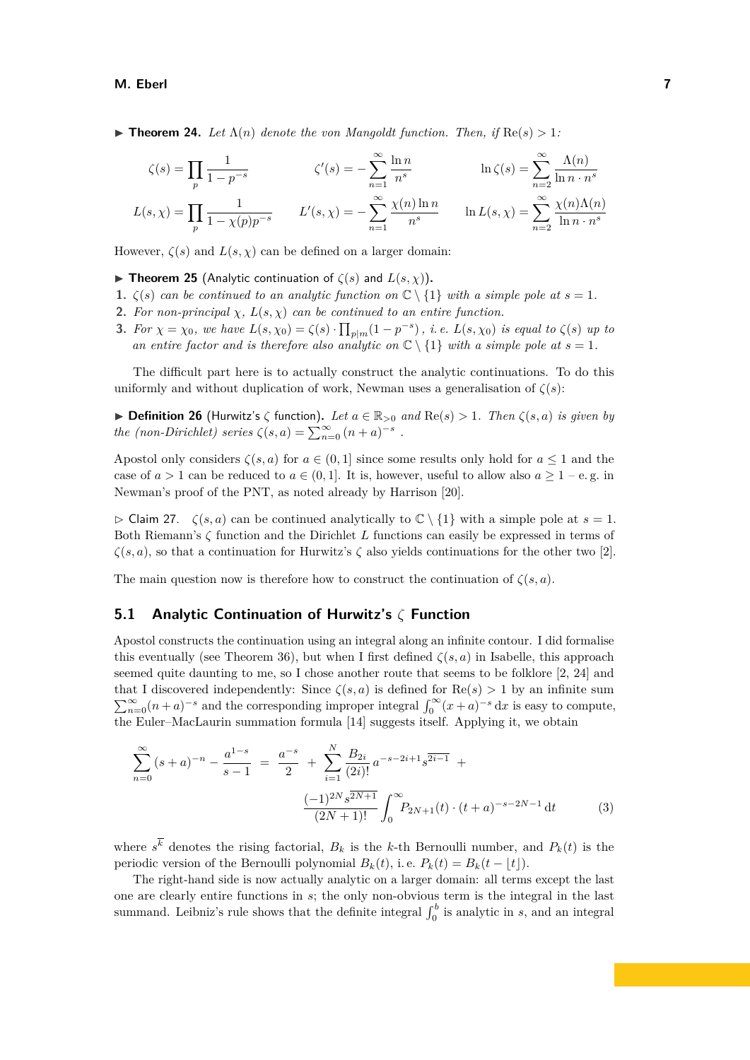▶ **Theorem 24.** *Let $\Lambda(n)$ denote the von Mangoldt function. Then, if $\mathrm{Re}(s) > 1$:*

$$\zeta(s) = \prod_p \frac{1}{1-p^{-s}} \qquad \zeta'(s) = -\sum_{n=1}^{\infty} \frac{\ln n}{n^s} \qquad \ln \zeta(s) = \sum_{n=2}^{\infty} \frac{\Lambda(n)}{\ln n \cdot n^s}$$

$$L(s,\chi) = \prod_p \frac{1}{1-\chi(p)p^{-s}} \qquad L'(s,\chi) = -\sum_{n=1}^{\infty} \frac{\chi(n)\ln n}{n^s} \qquad \ln L(s,\chi) = \sum_{n=2}^{\infty} \frac{\chi(n)\Lambda(n)}{\ln n \cdot n^s}$$

However, $\zeta(s)$ and $L(s,\chi)$ can be defined on a larger domain:

▶ **Theorem 25** (Analytic continuation of $\zeta(s)$ and $L(s,\chi)$)**.**

1. *$\zeta(s)$ can be continued to an analytic function on $\mathbb{C} \setminus \{1\}$ with a simple pole at $s = 1$.*
2. *For non-principal $\chi$, $L(s,\chi)$ can be continued to an entire function.*
3. *For $\chi = \chi_0$, we have $L(s,\chi_0) = \zeta(s) \cdot \prod_{p|m}(1-p^{-s})$, i. e. $L(s,\chi_0)$ is equal to $\zeta(s)$ up to an entire factor and is therefore also analytic on $\mathbb{C} \setminus \{1\}$ with a simple pole at $s = 1$.*

The difficult part here is to actually construct the analytic continuations. To do this uniformly and without duplication of work, Newman uses a generalisation of $\zeta(s)$:

▶ **Definition 26** (Hurwitz's $\zeta$ function)**.** *Let $a \in \mathbb{R}_{>0}$ and $\mathrm{Re}(s) > 1$. Then $\zeta(s,a)$ is given by the (non-Dirichlet) series $\zeta(s,a) = \sum_{n=0}^{\infty}(n+a)^{-s}$ .*

Apostol only considers $\zeta(s,a)$ for $a \in (0,1]$ since some results only hold for $a \leq 1$ and the case of $a > 1$ can be reduced to $a \in (0,1]$. It is, however, useful to allow also $a \geq 1$ – e. g. in Newman's proof of the PNT, as noted already by Harrison [20].

▷ Claim 27. $\zeta(s,a)$ can be continued analytically to $\mathbb{C} \setminus \{1\}$ with a simple pole at $s = 1$. Both Riemann's $\zeta$ function and the Dirichlet $L$ functions can easily be expressed in terms of $\zeta(s,a)$, so that a continuation for Hurwitz's $\zeta$ also yields continuations for the other two [2].

The main question now is therefore how to construct the continuation of $\zeta(s,a)$.

## 5.1 Analytic Continuation of Hurwitz's $\zeta$ Function

Apostol constructs the continuation using an integral along an infinite contour. I did formalise this eventually (see Theorem 36), but when I first defined $\zeta(s,a)$ in Isabelle, this approach seemed quite daunting to me, so I chose another route that seems to be folklore [2, 24] and that I discovered independently: Since $\zeta(s,a)$ is defined for $\mathrm{Re}(s) > 1$ by an infinite sum $\sum_{n=0}^{\infty}(n+a)^{-s}$ and the corresponding improper integral $\int_0^{\infty}(x+a)^{-s}\,\mathrm{d}x$ is easy to compute, the Euler–MacLaurin summation formula [14] suggests itself. Applying it, we obtain

$$\sum_{n=0}^{\infty}(s+a)^{-n} - \frac{a^{1-s}}{s-1} \;=\; \frac{a^{-s}}{2} \;+\; \sum_{i=1}^{N}\frac{B_{2i}}{(2i)!}\,a^{-s-2i+1}s^{\overline{2i-1}} \;+\; \frac{(-1)^{2N}s^{\overline{2N+1}}}{(2N+1)!}\int_0^{\infty}P_{2N+1}(t)\cdot(t+a)^{-s-2N-1}\,\mathrm{d}t \tag{3}$$

where $s^{\overline{k}}$ denotes the rising factorial, $B_k$ is the $k$-th Bernoulli number, and $P_k(t)$ is the periodic version of the Bernoulli polynomial $B_k(t)$, i. e. $P_k(t) = B_k(t - \lfloor t \rfloor)$.

The right-hand side is now actually analytic on a larger domain: all terms except the last one are clearly entire functions in $s$; the only non-obvious term is the integral in the last summand. Leibniz's rule shows that the definite integral $\int_0^b$ is analytic in $s$, and an integral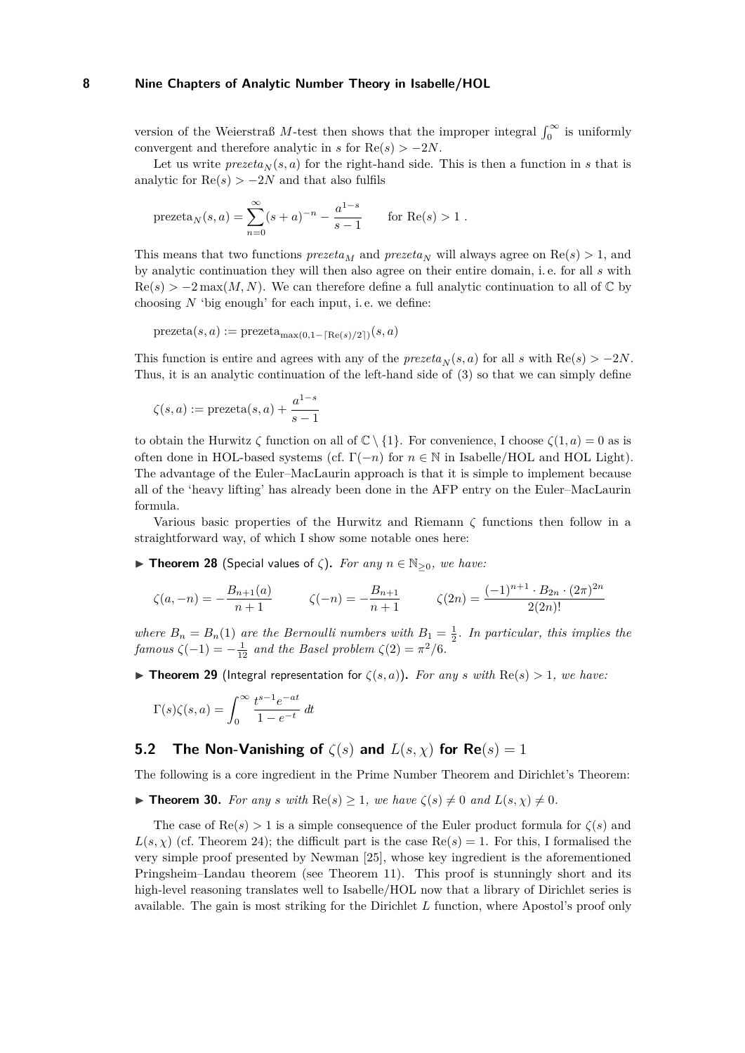version of the Weierstraß $M$-test then shows that the improper integral $\int_0^\infty$ is uniformly convergent and therefore analytic in $s$ for $\mathrm{Re}(s) > -2N$.

Let us write $\mathit{prezeta}_N(s,a)$ for the right-hand side. This is then a function in $s$ that is analytic for $\mathrm{Re}(s) > -2N$ and that also fulfils

$$\mathrm{prezeta}_N(s,a) = \sum_{n=0}^{\infty} (s+a)^{-n} - \frac{a^{1-s}}{s-1} \qquad \text{for } \mathrm{Re}(s) > 1 \ .$$

This means that two functions $\mathit{prezeta}_M$ and $\mathit{prezeta}_N$ will always agree on $\mathrm{Re}(s) > 1$, and by analytic continuation they will then also agree on their entire domain, i. e. for all $s$ with $\mathrm{Re}(s) > -2\max(M,N)$. We can therefore define a full analytic continuation to all of $\mathbb{C}$ by choosing $N$ 'big enough' for each input, i. e. we define:

$$\mathrm{prezeta}(s,a) := \mathrm{prezeta}_{\max(0,1-\lceil \mathrm{Re}(s)/2 \rceil)}(s,a)$$

This function is entire and agrees with any of the $\mathit{prezeta}_N(s,a)$ for all $s$ with $\mathrm{Re}(s) > -2N$. Thus, it is an analytic continuation of the left-hand side of (3) so that we can simply define

$$\zeta(s,a) := \mathrm{prezeta}(s,a) + \frac{a^{1-s}}{s-1}$$

to obtain the Hurwitz $\zeta$ function on all of $\mathbb{C} \setminus \{1\}$. For convenience, I choose $\zeta(1,a) = 0$ as is often done in HOL-based systems (cf. $\Gamma(-n)$ for $n \in \mathbb{N}$ in Isabelle/HOL and HOL Light). The advantage of the Euler–MacLaurin approach is that it is simple to implement because all of the 'heavy lifting' has already been done in the AFP entry on the Euler–MacLaurin formula.

Various basic properties of the Hurwitz and Riemann $\zeta$ functions then follow in a straightforward way, of which I show some notable ones here:

▶ **Theorem 28** (Special values of $\zeta$)**.** *For any $n \in \mathbb{N}_{\geq 0}$, we have:*

$$\zeta(a,-n) = -\frac{B_{n+1}(a)}{n+1} \qquad \zeta(-n) = -\frac{B_{n+1}}{n+1} \qquad \zeta(2n) = \frac{(-1)^{n+1} \cdot B_{2n} \cdot (2\pi)^{2n}}{2(2n)!}$$

*where $B_n = B_n(1)$ are the Bernoulli numbers with $B_1 = \frac{1}{2}$. In particular, this implies the famous $\zeta(-1) = -\frac{1}{12}$ and the Basel problem $\zeta(2) = \pi^2/6$.*

▶ **Theorem 29** (Integral representation for $\zeta(s,a)$)**.** *For any $s$ with $\mathrm{Re}(s) > 1$, we have:*

$$\Gamma(s)\zeta(s,a) = \int_0^\infty \frac{t^{s-1}e^{-at}}{1-e^{-t}} \, dt$$

## 5.2 The Non-Vanishing of $\zeta(s)$ and $L(s,\chi)$ for Re$(s) = 1$

The following is a core ingredient in the Prime Number Theorem and Dirichlet's Theorem:

▶ **Theorem 30.** *For any $s$ with $\mathrm{Re}(s) \geq 1$, we have $\zeta(s) \neq 0$ and $L(s,\chi) \neq 0$.*

The case of $\mathrm{Re}(s) > 1$ is a simple consequence of the Euler product formula for $\zeta(s)$ and $L(s,\chi)$ (cf. Theorem 24); the difficult part is the case $\mathrm{Re}(s) = 1$. For this, I formalised the very simple proof presented by Newman [25], whose key ingredient is the aforementioned Pringsheim–Landau theorem (see Theorem 11). This proof is stunningly short and its high-level reasoning translates well to Isabelle/HOL now that a library of Dirichlet series is available. The gain is most striking for the Dirichlet $L$ function, where Apostol's proof only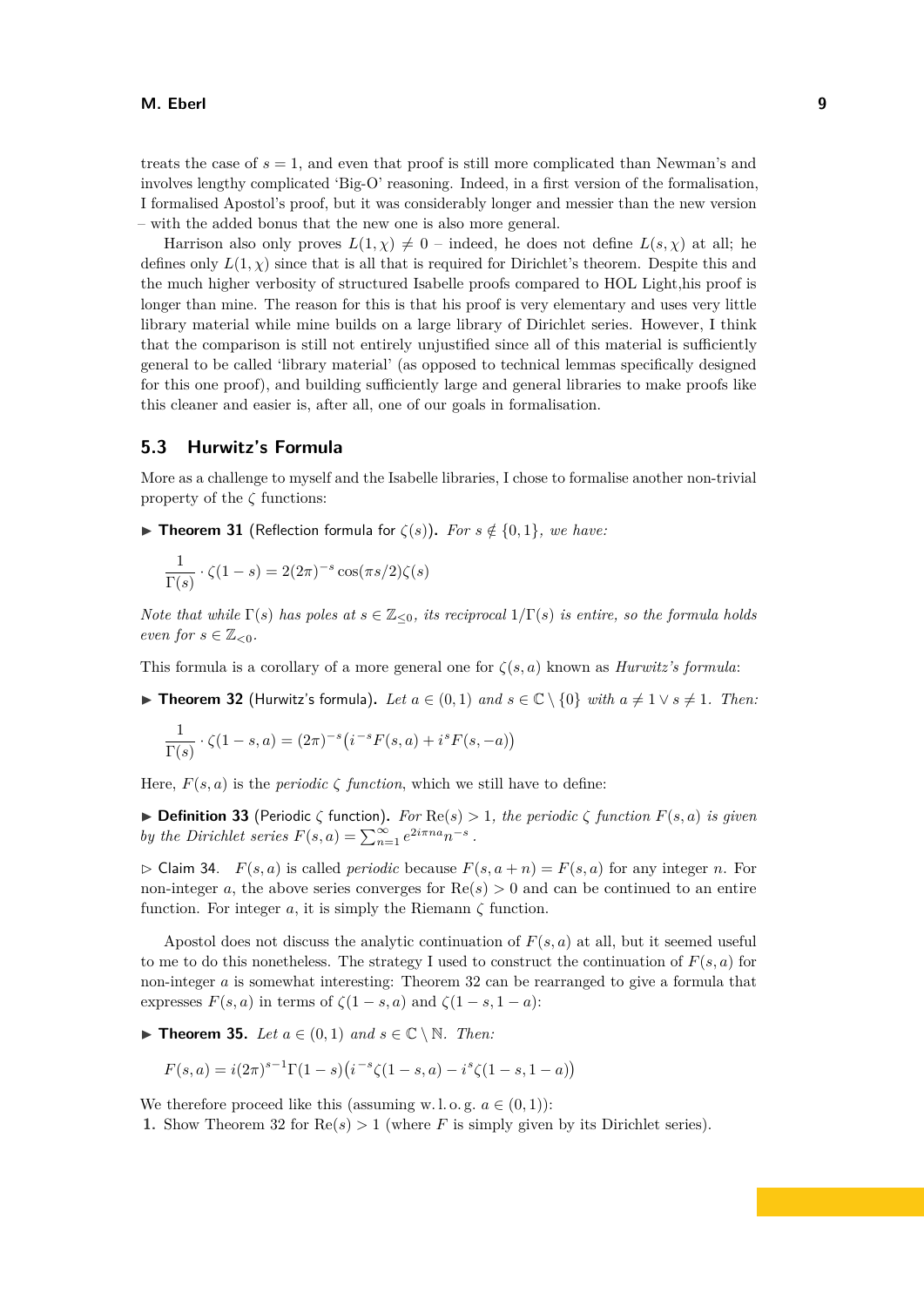treats the case of $s = 1$, and even that proof is still more complicated than Newman's and involves lengthy complicated 'Big-O' reasoning. Indeed, in a first version of the formalisation, I formalised Apostol's proof, but it was considerably longer and messier than the new version – with the added bonus that the new one is also more general.

Harrison also only proves $L(1, \chi) \neq 0$ – indeed, he does not define $L(s, \chi)$ at all; he defines only $L(1, \chi)$ since that is all that is required for Dirichlet's theorem. Despite this and the much higher verbosity of structured Isabelle proofs compared to HOL Light,his proof is longer than mine. The reason for this is that his proof is very elementary and uses very little library material while mine builds on a large library of Dirichlet series. However, I think that the comparison is still not entirely unjustified since all of this material is sufficiently general to be called 'library material' (as opposed to technical lemmas specifically designed for this one proof), and building sufficiently large and general libraries to make proofs like this cleaner and easier is, after all, one of our goals in formalisation.

## 5.3 Hurwitz's Formula

More as a challenge to myself and the Isabelle libraries, I chose to formalise another non-trivial property of the $\zeta$ functions:

▶ **Theorem 31** (Reflection formula for $\zeta(s)$)**.** *For $s \notin \{0, 1\}$, we have:*

$$\frac{1}{\Gamma(s)} \cdot \zeta(1-s) = 2(2\pi)^{-s} \cos(\pi s/2) \zeta(s)$$

*Note that while $\Gamma(s)$ has poles at $s \in \mathbb{Z}_{\leq 0}$, its reciprocal $1/\Gamma(s)$ is entire, so the formula holds even for $s \in \mathbb{Z}_{<0}$.*

This formula is a corollary of a more general one for $\zeta(s, a)$ known as *Hurwitz's formula*:

▶ **Theorem 32** (Hurwitz's formula)**.** *Let $a \in (0, 1)$ and $s \in \mathbb{C} \setminus \{0\}$ with $a \neq 1 \vee s \neq 1$. Then:*

$$\frac{1}{\Gamma(s)} \cdot \zeta(1-s, a) = (2\pi)^{-s} \big(i^{-s} F(s, a) + i^s F(s, -a)\big)$$

Here, $F(s, a)$ is the *periodic $\zeta$ function*, which we still have to define:

▶ **Definition 33** (Periodic $\zeta$ function)**.** *For $\mathrm{Re}(s) > 1$, the periodic $\zeta$ function $F(s, a)$ is given by the Dirichlet series $F(s, a) = \sum_{n=1}^{\infty} e^{2i\pi n a} n^{-s}$.*

▷ Claim 34. $F(s, a)$ is called *periodic* because $F(s, a + n) = F(s, a)$ for any integer $n$. For non-integer $a$, the above series converges for $\mathrm{Re}(s) > 0$ and can be continued to an entire function. For integer $a$, it is simply the Riemann $\zeta$ function.

Apostol does not discuss the analytic continuation of $F(s, a)$ at all, but it seemed useful to me to do this nonetheless. The strategy I used to construct the continuation of $F(s, a)$ for non-integer $a$ is somewhat interesting: Theorem 32 can be rearranged to give a formula that expresses $F(s, a)$ in terms of $\zeta(1-s, a)$ and $\zeta(1-s, 1-a)$:

▶ **Theorem 35.** *Let $a \in (0, 1)$ and $s \in \mathbb{C} \setminus \mathbb{N}$. Then:*

$$F(s, a) = i(2\pi)^{s-1}\Gamma(1-s)\big(i^{-s}\zeta(1-s, a) - i^s\zeta(1-s, 1-a)\big)$$

We therefore proceed like this (assuming w. l. o. g. $a \in (0, 1)$):

1. Show Theorem 32 for $\mathrm{Re}(s) > 1$ (where $F$ is simply given by its Dirichlet series).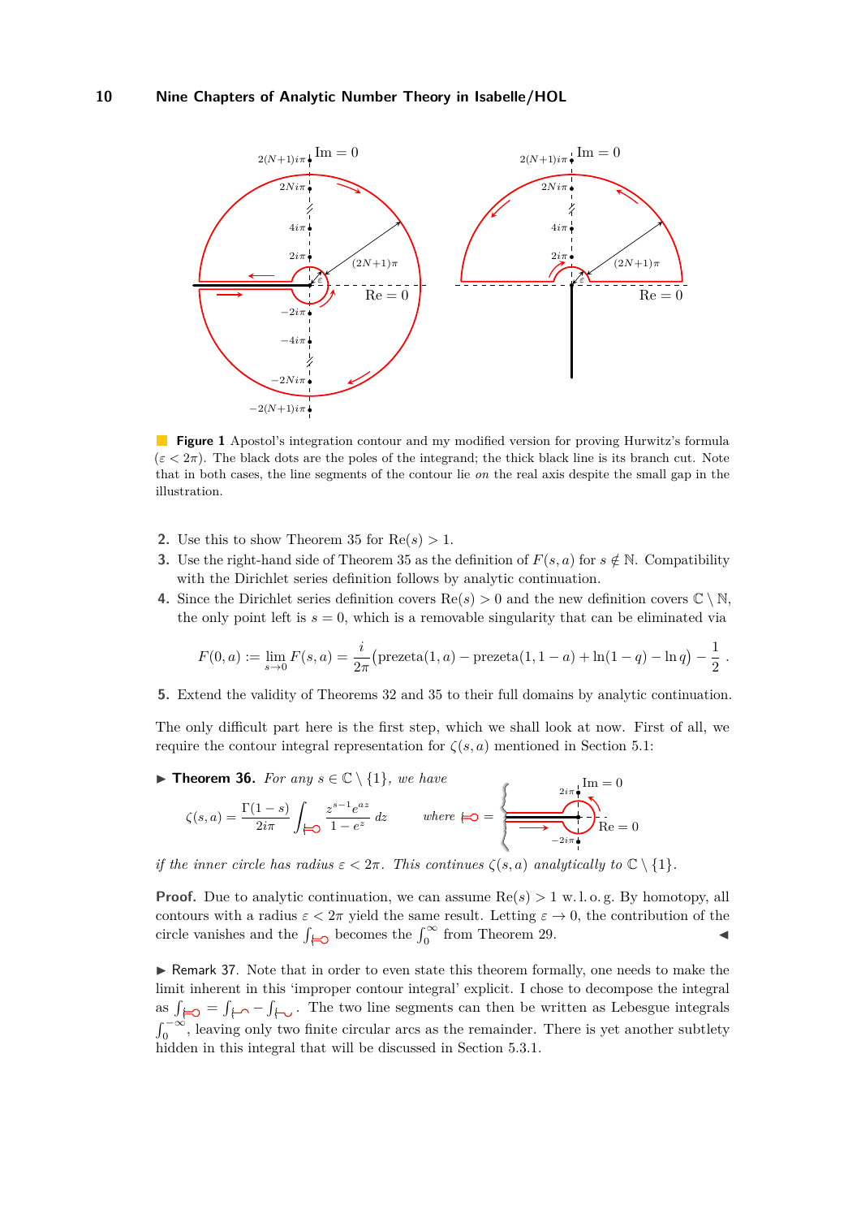**Figure 1** Apostol's integration contour and my modified version for proving Hurwitz's formula ($\varepsilon < 2\pi$). The black dots are the poles of the integrand; the thick black line is its branch cut. Note that in both cases, the line segments of the contour lie *on* the real axis despite the small gap in the illustration.

2. Use this to show Theorem 35 for $\text{Re}(s) > 1$.
3. Use the right-hand side of Theorem 35 as the definition of $F(s, a)$ for $s \notin \mathbb{N}$. Compatibility with the Dirichlet series definition follows by analytic continuation.
4. Since the Dirichlet series definition covers $\text{Re}(s) > 0$ and the new definition covers $\mathbb{C} \setminus \mathbb{N}$, the only point left is $s = 0$, which is a removable singularity that can be eliminated via

$$F(0, a) := \lim_{s \to 0} F(s, a) = \frac{i}{2\pi}\big(\text{prezeta}(1, a) - \text{prezeta}(1, 1-a) + \ln(1-q) - \ln q\big) - \frac{1}{2}\,.$$

5. Extend the validity of Theorems 32 and 35 to their full domains by analytic continuation.

The only difficult part here is the first step, which we shall look at now. First of all, we require the contour integral representation for $\zeta(s, a)$ mentioned in Section 5.1:

▶ **Theorem 36.** *For any $s \in \mathbb{C} \setminus \{1\}$, we have*

$$\zeta(s, a) = \frac{\Gamma(1-s)}{2i\pi} \int_{\text{⊨○}} \frac{z^{s-1} e^{az}}{1 - e^z}\, dz \qquad \text{where } \text{⊨○} = \text{(contour)}$$

*if the inner circle has radius $\varepsilon < 2\pi$. This continues $\zeta(s, a)$ analytically to $\mathbb{C} \setminus \{1\}$.*

**Proof.** Due to analytic continuation, we can assume $\text{Re}(s) > 1$ w. l. o. g. By homotopy, all contours with a radius $\varepsilon < 2\pi$ yield the same result. Letting $\varepsilon \to 0$, the contribution of the circle vanishes and the $\int_{\text{⊨○}}$ becomes the $\int_0^\infty$ from Theorem 29. ◀

▶ Remark 37. Note that in order to even state this theorem formally, one needs to make the limit inherent in this 'improper contour integral' explicit. I chose to decompose the integral as $\int_{\text{⊨○}} = \int_{\text{upper}} - \int_{\text{lower}}$. The two line segments can then be written as Lebesgue integrals $\int_0^{-\infty}$, leaving only two finite circular arcs as the remainder. There is yet another subtlety hidden in this integral that will be discussed in Section 5.3.1.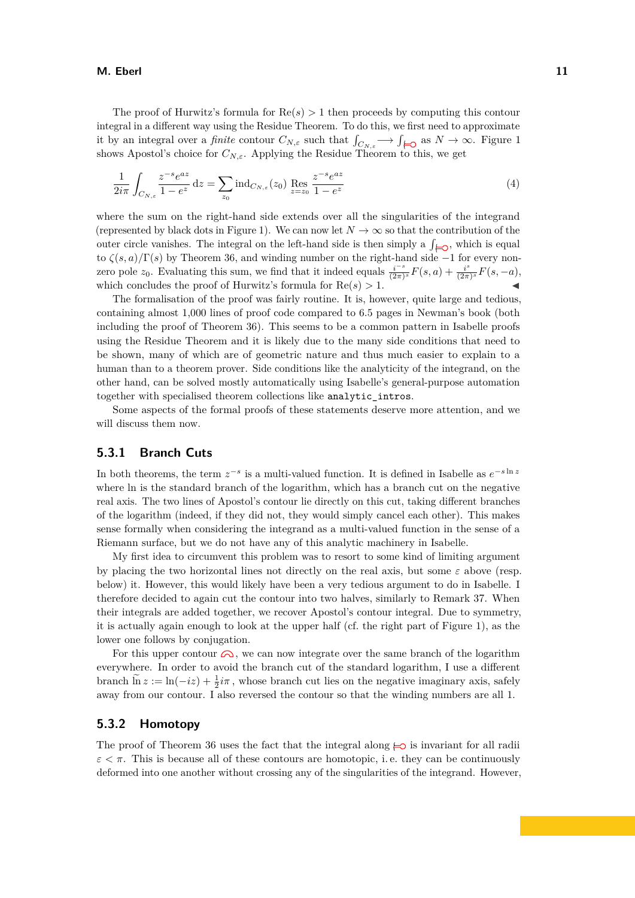The proof of Hurwitz's formula for $\mathrm{Re}(s) > 1$ then proceeds by computing this contour integral in a different way using the Residue Theorem. To do this, we first need to approximate it by an integral over a *finite* contour $C_{N,\varepsilon}$ such that $\int_{C_{N,\varepsilon}} \longrightarrow \int_{\text{⟜}}$ as $N \to \infty$. Figure 1 shows Apostol's choice for $C_{N,\varepsilon}$. Applying the Residue Theorem to this, we get

$$\frac{1}{2i\pi} \int_{C_{N,\varepsilon}} \frac{z^{-s} e^{az}}{1 - e^z} \, \mathrm{d}z = \sum_{z_0} \mathrm{ind}_{C_{N,\varepsilon}}(z_0) \operatorname*{Res}_{z=z_0} \frac{z^{-s} e^{az}}{1 - e^z} \tag{4}$$

where the sum on the right-hand side extends over all the singularities of the integrand (represented by black dots in Figure 1). We can now let $N \to \infty$ so that the contribution of the outer circle vanishes. The integral on the left-hand side is then simply a $\int_{\text{⟜}}$, which is equal to $\zeta(s,a)/\Gamma(s)$ by Theorem 36, and winding number on the right-hand side $-1$ for every non-zero pole $z_0$. Evaluating this sum, we find that it indeed equals $\frac{i^{-s}}{(2\pi)^s} F(s,a) + \frac{i^s}{(2\pi)^s} F(s,-a)$, which concludes the proof of Hurwitz's formula for $\mathrm{Re}(s) > 1$. ◀

The formalisation of the proof was fairly routine. It is, however, quite large and tedious, containing almost 1,000 lines of proof code compared to 6.5 pages in Newman's book (both including the proof of Theorem 36). This seems to be a common pattern in Isabelle proofs using the Residue Theorem and it is likely due to the many side conditions that need to be shown, many of which are of geometric nature and thus much easier to explain to a human than to a theorem prover. Side conditions like the analyticity of the integrand, on the other hand, can be solved mostly automatically using Isabelle's general-purpose automation together with specialised theorem collections like `analytic_intros`.

Some aspects of the formal proofs of these statements deserve more attention, and we will discuss them now.

### 5.3.1 Branch Cuts

In both theorems, the term $z^{-s}$ is a multi-valued function. It is defined in Isabelle as $e^{-s \ln z}$ where ln is the standard branch of the logarithm, which has a branch cut on the negative real axis. The two lines of Apostol's contour lie directly on this cut, taking different branches of the logarithm (indeed, if they did not, they would simply cancel each other). This makes sense formally when considering the integrand as a multi-valued function in the sense of a Riemann surface, but we do not have any of this analytic machinery in Isabelle.

My first idea to circumvent this problem was to resort to some kind of limiting argument by placing the two horizontal lines not directly on the real axis, but some $\varepsilon$ above (resp. below) it. However, this would likely have been a very tedious argument to do in Isabelle. I therefore decided to again cut the contour into two halves, similarly to Remark 37. When their integrals are added together, we recover Apostol's contour integral. Due to symmetry, it is actually again enough to look at the upper half (cf. the right part of Figure 1), as the lower one follows by conjugation.

For this upper contour ⌓, we can now integrate over the same branch of the logarithm everywhere. In order to avoid the branch cut of the standard logarithm, I use a different branch $\widetilde{\ln}\, z := \ln(-iz) + \frac{1}{2} i\pi$, whose branch cut lies on the negative imaginary axis, safely away from our contour. I also reversed the contour so that the winding numbers are all 1.

### 5.3.2 Homotopy

The proof of Theorem 36 uses the fact that the integral along ⟜ is invariant for all radii $\varepsilon < \pi$. This is because all of these contours are homotopic, i. e. they can be continuously deformed into one another without crossing any of the singularities of the integrand. However,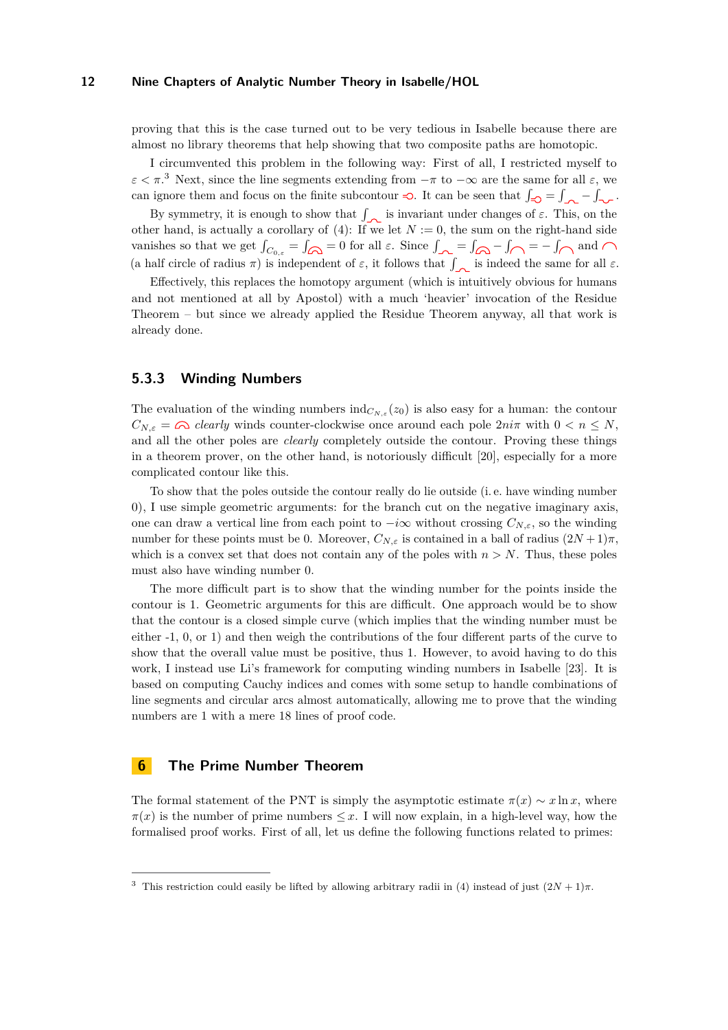proving that this is the case turned out to be very tedious in Isabelle because there are almost no library theorems that help showing that two composite paths are homotopic.

I circumvented this problem in the following way: First of all, I restricted myself to $\varepsilon < \pi$.[3] Next, since the line segments extending from $-\pi$ to $-\infty$ are the same for all $\varepsilon$, we can ignore them and focus on the finite subcontour. It can be seen that $\int = \int - \int$.

By symmetry, it is enough to show that $\int$ is invariant under changes of $\varepsilon$. This, on the other hand, is actually a corollary of (4): If we let $N := 0$, the sum on the right-hand side vanishes so that we get $\int_{C_{0,\varepsilon}} = \int = 0$ for all $\varepsilon$. Since $\int = \int - \int = -\int$ and (a half circle of radius $\pi$) is independent of $\varepsilon$, it follows that $\int$ is indeed the same for all $\varepsilon$.

Effectively, this replaces the homotopy argument (which is intuitively obvious for humans and not mentioned at all by Apostol) with a much 'heavier' invocation of the Residue Theorem – but since we already applied the Residue Theorem anyway, all that work is already done.

### 5.3.3 Winding Numbers

The evaluation of the winding numbers $\mathrm{ind}_{C_{N,\varepsilon}}(z_0)$ is also easy for a human: the contour $C_{N,\varepsilon} =$ *clearly* winds counter-clockwise once around each pole $2ni\pi$ with $0 < n \le N$, and all the other poles are *clearly* completely outside the contour. Proving these things in a theorem prover, on the other hand, is notoriously difficult [20], especially for a more complicated contour like this.

To show that the poles outside the contour really do lie outside (i.e. have winding number 0), I use simple geometric arguments: for the branch cut on the negative imaginary axis, one can draw a vertical line from each point to $-i\infty$ without crossing $C_{N,\varepsilon}$, so the winding number for these points must be 0. Moreover, $C_{N,\varepsilon}$ is contained in a ball of radius $(2N+1)\pi$, which is a convex set that does not contain any of the poles with $n > N$. Thus, these poles must also have winding number 0.

The more difficult part is to show that the winding number for the points inside the contour is 1. Geometric arguments for this are difficult. One approach would be to show that the contour is a closed simple curve (which implies that the winding number must be either -1, 0, or 1) and then weigh the contributions of the four different parts of the curve to show that the overall value must be positive, thus 1. However, to avoid having to do this work, I instead use Li's framework for computing winding numbers in Isabelle [23]. It is based on computing Cauchy indices and comes with some setup to handle combinations of line segments and circular arcs almost automatically, allowing me to prove that the winding numbers are 1 with a mere 18 lines of proof code.

## 6 The Prime Number Theorem

The formal statement of the PNT is simply the asymptotic estimate $\pi(x) \sim x \ln x$, where $\pi(x)$ is the number of prime numbers $\le x$. I will now explain, in a high-level way, how the formalised proof works. First of all, let us define the following functions related to primes:

---

[3] This restriction could easily be lifted by allowing arbitrary radii in (4) instead of just $(2N + 1)\pi$.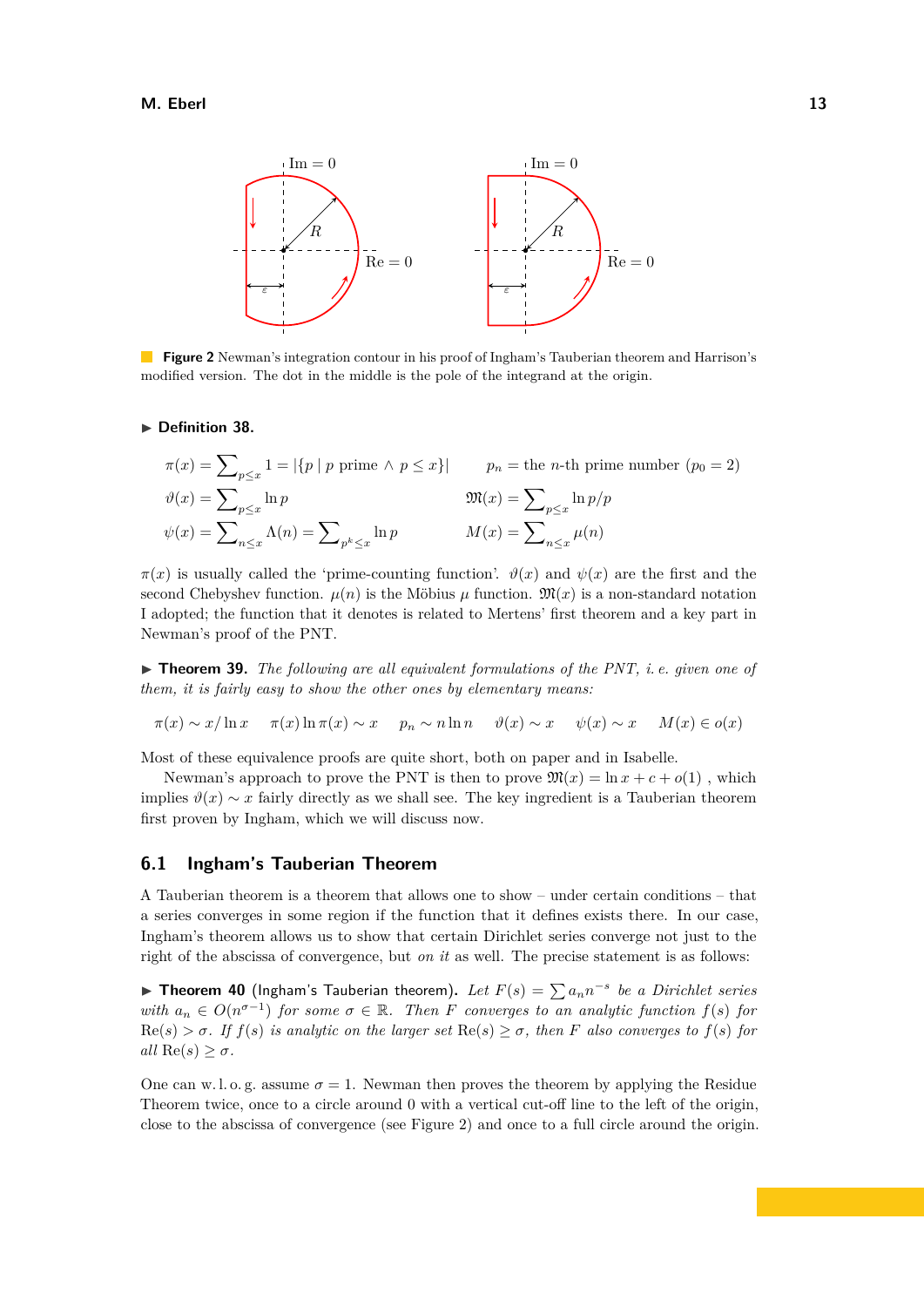**Figure 2** Newman's integration contour in his proof of Ingham's Tauberian theorem and Harrison's modified version. The dot in the middle is the pole of the integrand at the origin.

▶ **Definition 38.**

$$\pi(x) = \sum\nolimits_{p \leq x} 1 = |\{p \mid p \text{ prime} \wedge p \leq x\}| \qquad p_n = \text{the } n\text{-th prime number } (p_0 = 2)$$

$$\vartheta(x) = \sum\nolimits_{p \leq x} \ln p \qquad \mathfrak{M}(x) = \sum\nolimits_{p \leq x} \ln p/p$$

$$\psi(x) = \sum\nolimits_{n \leq x} \Lambda(n) = \sum\nolimits_{p^k \leq x} \ln p \qquad M(x) = \sum\nolimits_{n \leq x} \mu(n)$$

$\pi(x)$ is usually called the 'prime-counting function'. $\vartheta(x)$ and $\psi(x)$ are the first and the second Chebyshev function. $\mu(n)$ is the Möbius $\mu$ function. $\mathfrak{M}(x)$ is a non-standard notation I adopted; the function that it denotes is related to Mertens' first theorem and a key part in Newman's proof of the PNT.

▶ **Theorem 39.** *The following are all equivalent formulations of the PNT, i. e. given one of them, it is fairly easy to show the other ones by elementary means:*

$$\pi(x) \sim x/\ln x \qquad \pi(x)\ln \pi(x) \sim x \qquad p_n \sim n \ln n \qquad \vartheta(x) \sim x \qquad \psi(x) \sim x \qquad M(x) \in o(x)$$

Most of these equivalence proofs are quite short, both on paper and in Isabelle.

Newman's approach to prove the PNT is then to prove $\mathfrak{M}(x) = \ln x + c + o(1)$ , which implies $\vartheta(x) \sim x$ fairly directly as we shall see. The key ingredient is a Tauberian theorem first proven by Ingham, which we will discuss now.

## 6.1 Ingham's Tauberian Theorem

A Tauberian theorem is a theorem that allows one to show – under certain conditions – that a series converges in some region if the function that it defines exists there. In our case, Ingham's theorem allows us to show that certain Dirichlet series converge not just to the right of the abscissa of convergence, but *on it* as well. The precise statement is as follows:

▶ **Theorem 40** (Ingham's Tauberian theorem). *Let $F(s) = \sum a_n n^{-s}$ be a Dirichlet series with $a_n \in O(n^{\sigma-1})$ for some $\sigma \in \mathbb{R}$. Then $F$ converges to an analytic function $f(s)$ for $\text{Re}(s) > \sigma$. If $f(s)$ is analytic on the larger set $\text{Re}(s) \geq \sigma$, then $F$ also converges to $f(s)$ for all $\text{Re}(s) \geq \sigma$.*

One can w. l. o. g. assume $\sigma = 1$. Newman then proves the theorem by applying the Residue Theorem twice, once to a circle around 0 with a vertical cut-off line to the left of the origin, close to the abscissa of convergence (see Figure 2) and once to a full circle around the origin.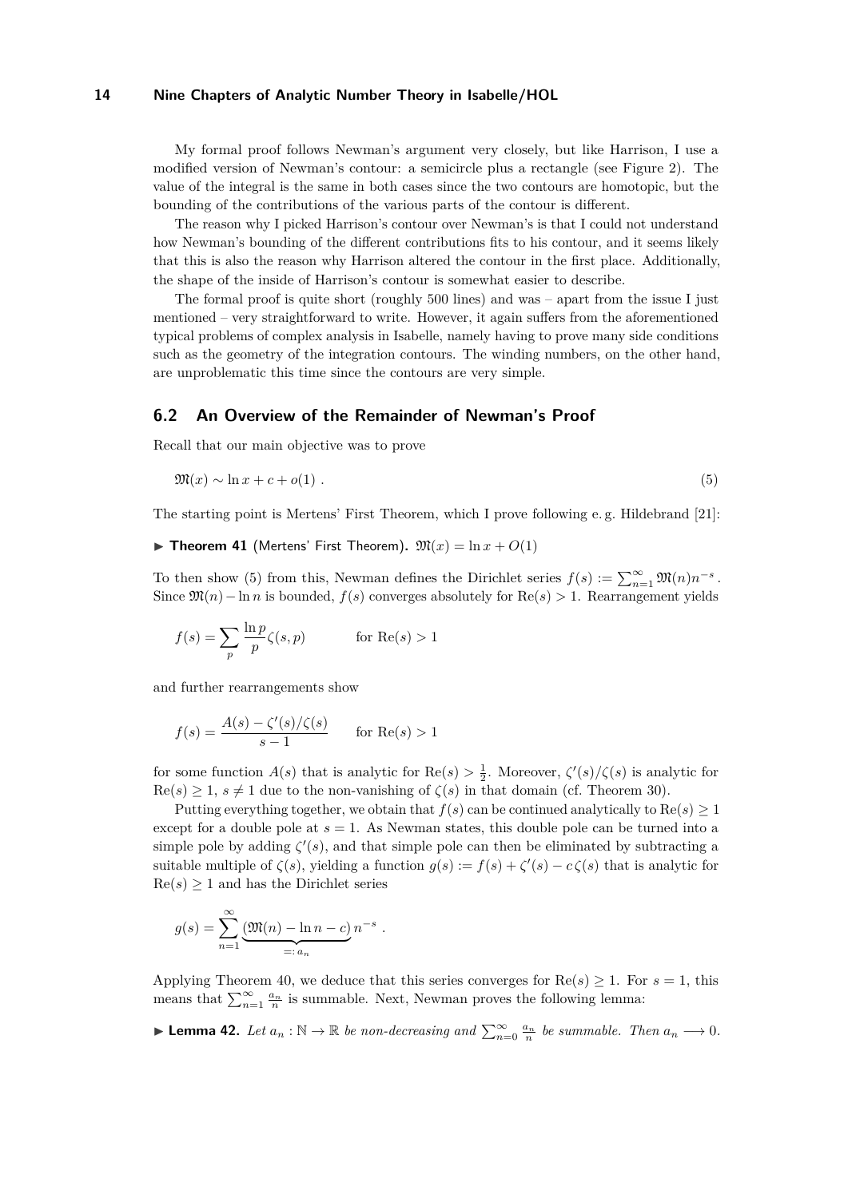My formal proof follows Newman's argument very closely, but like Harrison, I use a modified version of Newman's contour: a semicircle plus a rectangle (see Figure 2). The value of the integral is the same in both cases since the two contours are homotopic, but the bounding of the contributions of the various parts of the contour is different.

The reason why I picked Harrison's contour over Newman's is that I could not understand how Newman's bounding of the different contributions fits to his contour, and it seems likely that this is also the reason why Harrison altered the contour in the first place. Additionally, the shape of the inside of Harrison's contour is somewhat easier to describe.

The formal proof is quite short (roughly 500 lines) and was – apart from the issue I just mentioned – very straightforward to write. However, it again suffers from the aforementioned typical problems of complex analysis in Isabelle, namely having to prove many side conditions such as the geometry of the integration contours. The winding numbers, on the other hand, are unproblematic this time since the contours are very simple.

## 6.2 An Overview of the Remainder of Newman's Proof

Recall that our main objective was to prove

$$\mathfrak{M}(x) \sim \ln x + c + o(1) \; . \tag{5}$$

The starting point is Mertens' First Theorem, which I prove following e. g. Hildebrand [21]:

▶ **Theorem 41** (Mertens' First Theorem). $\mathfrak{M}(x) = \ln x + O(1)$

To then show (5) from this, Newman defines the Dirichlet series $f(s) := \sum_{n=1}^{\infty} \mathfrak{M}(n) n^{-s}$. Since $\mathfrak{M}(n) - \ln n$ is bounded, $f(s)$ converges absolutely for $\mathrm{Re}(s) > 1$. Rearrangement yields

$$f(s) = \sum_{p} \frac{\ln p}{p} \zeta(s, p) \qquad \text{for } \mathrm{Re}(s) > 1$$

and further rearrangements show

$$f(s) = \frac{A(s) - \zeta'(s)/\zeta(s)}{s - 1} \qquad \text{for } \mathrm{Re}(s) > 1$$

for some function $A(s)$ that is analytic for $\mathrm{Re}(s) > \frac{1}{2}$. Moreover, $\zeta'(s)/\zeta(s)$ is analytic for $\mathrm{Re}(s) \geq 1$, $s \neq 1$ due to the non-vanishing of $\zeta(s)$ in that domain (cf. Theorem 30).

Putting everything together, we obtain that $f(s)$ can be continued analytically to $\mathrm{Re}(s) \geq 1$ except for a double pole at $s = 1$. As Newman states, this double pole can be turned into a simple pole by adding $\zeta'(s)$, and that simple pole can then be eliminated by subtracting a suitable multiple of $\zeta(s)$, yielding a function $g(s) := f(s) + \zeta'(s) - c\,\zeta(s)$ that is analytic for $\mathrm{Re}(s) \geq 1$ and has the Dirichlet series

$$g(s) = \sum_{n=1}^{\infty} \underbrace{(\mathfrak{M}(n) - \ln n - c)}_{=: \, a_n} n^{-s} \; .$$

Applying Theorem 40, we deduce that this series converges for $\mathrm{Re}(s) \geq 1$. For $s = 1$, this means that $\sum_{n=1}^{\infty} \frac{a_n}{n}$ is summable. Next, Newman proves the following lemma:

▶ **Lemma 42.** *Let $a_n : \mathbb{N} \to \mathbb{R}$ be non-decreasing and $\sum_{n=0}^{\infty} \frac{a_n}{n}$ be summable. Then $a_n \longrightarrow 0$.*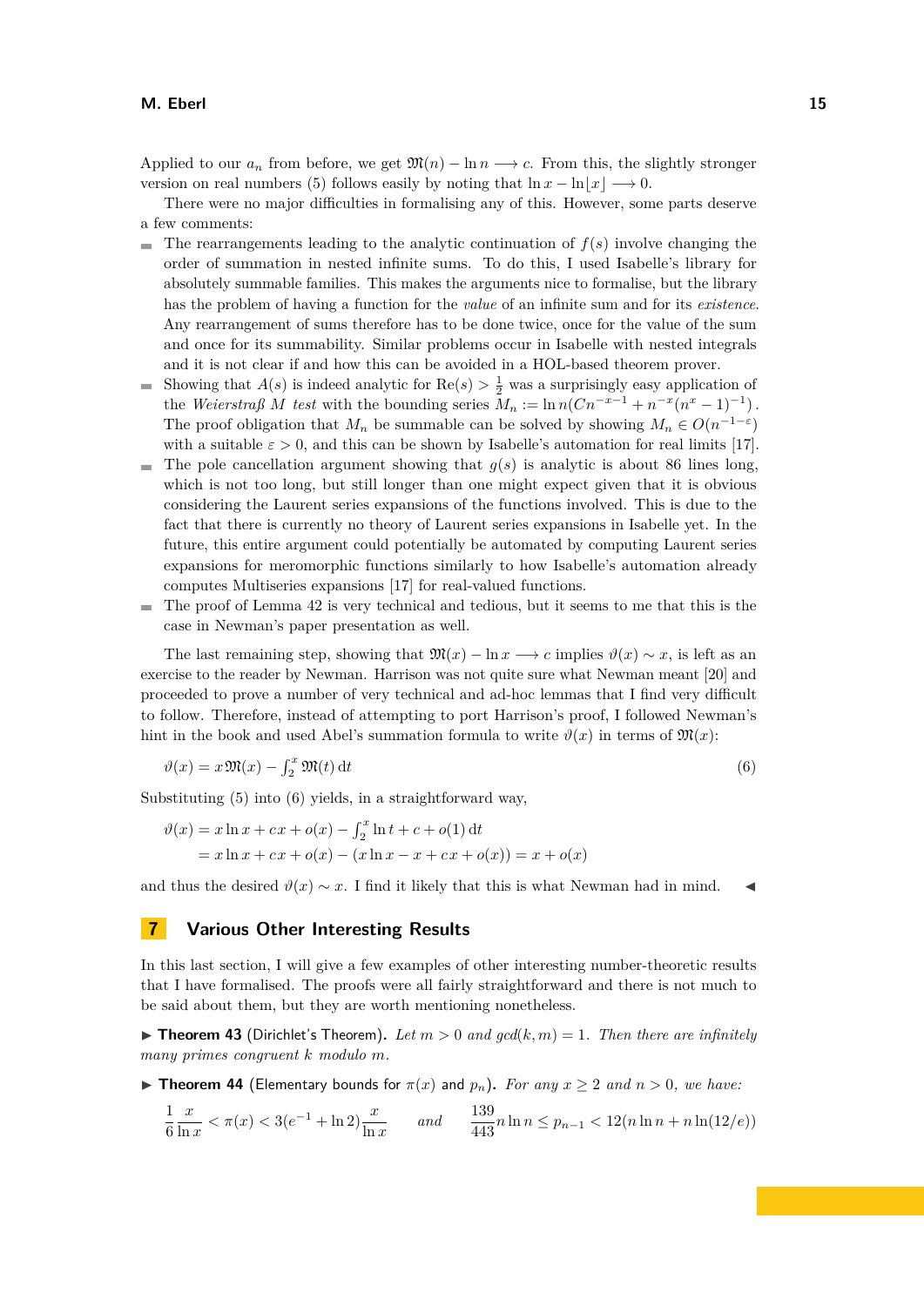Applied to our $a_n$ from before, we get $\mathfrak{M}(n) - \ln n \longrightarrow c$. From this, the slightly stronger version on real numbers (5) follows easily by noting that $\ln x - \ln\lfloor x\rfloor \longrightarrow 0$.

There were no major difficulties in formalising any of this. However, some parts deserve a few comments:

- The rearrangements leading to the analytic continuation of $f(s)$ involve changing the order of summation in nested infinite sums. To do this, I used Isabelle's library for absolutely summable families. This makes the arguments nice to formalise, but the library has the problem of having a function for the *value* of an infinite sum and for its *existence*. Any rearrangement of sums therefore has to be done twice, once for the value of the sum and once for its summability. Similar problems occur in Isabelle with nested integrals and it is not clear if and how this can be avoided in a HOL-based theorem prover.
- Showing that $A(s)$ is indeed analytic for $\mathrm{Re}(s) > \frac{1}{2}$ was a surprisingly easy application of the *Weierstraß M test* with the bounding series $M_n := \ln n(Cn^{-x-1} + n^{-x}(n^x - 1)^{-1})$. The proof obligation that $M_n$ be summable can be solved by showing $M_n \in O(n^{-1-\varepsilon})$ with a suitable $\varepsilon > 0$, and this can be shown by Isabelle's automation for real limits [17].
- The pole cancellation argument showing that $g(s)$ is analytic is about 86 lines long, which is not too long, but still longer than one might expect given that it is obvious considering the Laurent series expansions of the functions involved. This is due to the fact that there is currently no theory of Laurent series expansions in Isabelle yet. In the future, this entire argument could potentially be automated by computing Laurent series expansions for meromorphic functions similarly to how Isabelle's automation already computes Multiseries expansions [17] for real-valued functions.
- The proof of Lemma 42 is very technical and tedious, but it seems to me that this is the case in Newman's paper presentation as well.

The last remaining step, showing that $\mathfrak{M}(x) - \ln x \longrightarrow c$ implies $\vartheta(x) \sim x$, is left as an exercise to the reader by Newman. Harrison was not quite sure what Newman meant [20] and proceeded to prove a number of very technical and ad-hoc lemmas that I find very difficult to follow. Therefore, instead of attempting to port Harrison's proof, I followed Newman's hint in the book and used Abel's summation formula to write $\vartheta(x)$ in terms of $\mathfrak{M}(x)$:

$$\vartheta(x) = x\,\mathfrak{M}(x) - \textstyle\int_2^x \mathfrak{M}(t)\,\mathrm{d}t \tag{6}$$

Substituting (5) into (6) yields, in a straightforward way,

$$\begin{aligned}\vartheta(x) &= x\ln x + cx + o(x) - \textstyle\int_2^x \ln t + c + o(1)\,\mathrm{d}t\\ &= x\ln x + cx + o(x) - (x\ln x - x + cx + o(x)) = x + o(x)\end{aligned}$$

and thus the desired $\vartheta(x) \sim x$. I find it likely that this is what Newman had in mind. ◀

## 7 Various Other Interesting Results

In this last section, I will give a few examples of other interesting number-theoretic results that I have formalised. The proofs were all fairly straightforward and there is not much to be said about them, but they are worth mentioning nonetheless.

▶ **Theorem 43** (Dirichlet's Theorem). *Let $m > 0$ and $\gcd(k, m) = 1$. Then there are infinitely many primes congruent $k$ modulo $m$.*

▶ **Theorem 44** (Elementary bounds for $\pi(x)$ and $p_n$). *For any $x \geq 2$ and $n > 0$, we have:*

$$\frac{1}{6}\frac{x}{\ln x} < \pi(x) < 3(e^{-1} + \ln 2)\frac{x}{\ln x} \qquad \text{and} \qquad \frac{139}{443}n\ln n \leq p_{n-1} < 12(n\ln n + n\ln(12/e))$$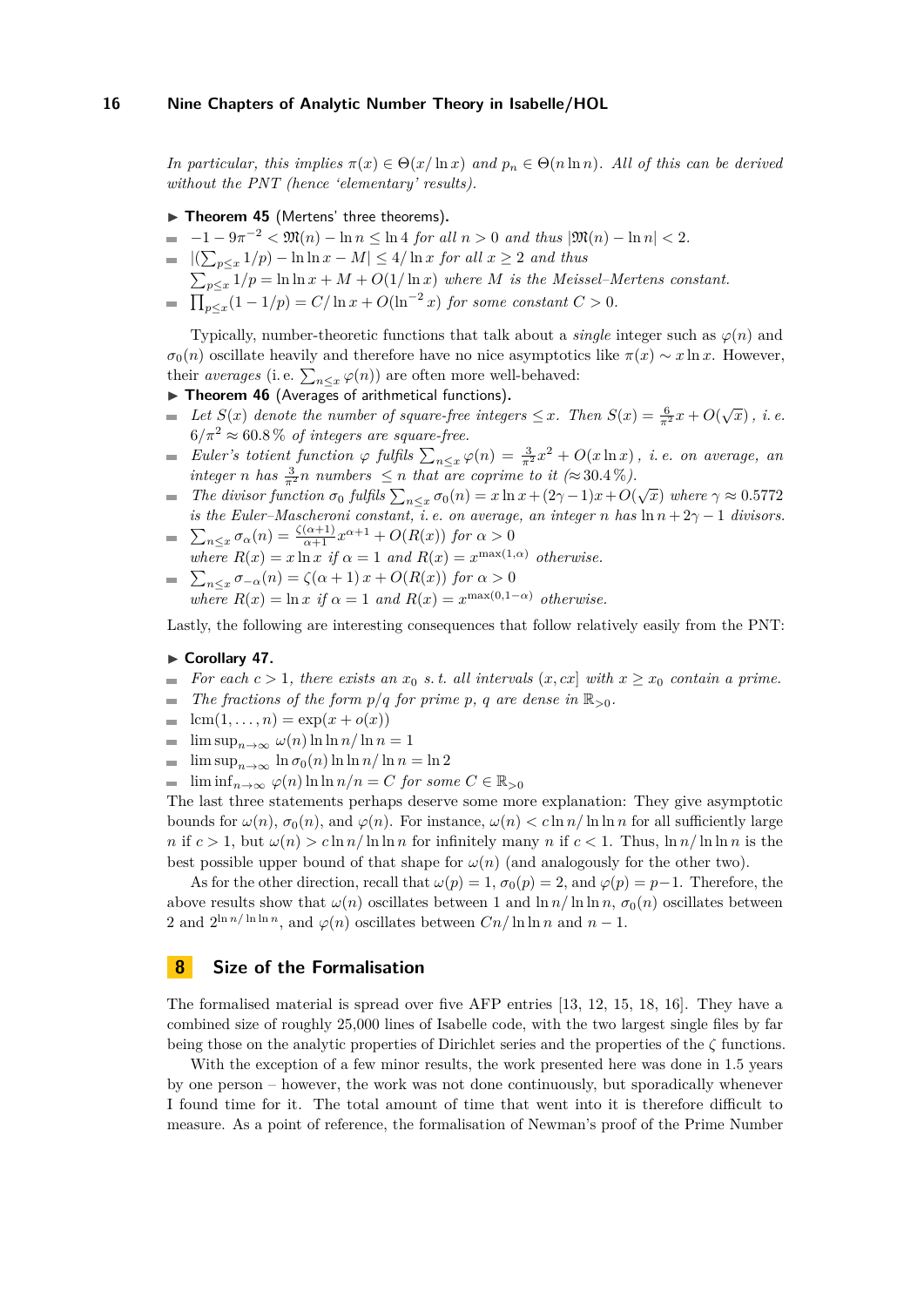*In particular, this implies $\pi(x) \in \Theta(x/\ln x)$ and $p_n \in \Theta(n \ln n)$. All of this can be derived without the PNT (hence 'elementary' results).*

▶ **Theorem 45** (Mertens' three theorems)**.**

- $-1 - 9\pi^{-2} < \mathfrak{M}(n) - \ln n \leq \ln 4$ *for all* $n > 0$ *and thus* $|\mathfrak{M}(n) - \ln n| < 2$.
- $|(\sum_{p \leq x} 1/p) - \ln\ln x - M| \leq 4/\ln x$ *for all* $x \geq 2$ *and thus* $\sum_{p \leq x} 1/p = \ln\ln x + M + O(1/\ln x)$ *where* $M$ *is the Meissel–Mertens constant.*
- $\prod_{p \leq x}(1 - 1/p) = C/\ln x + O(\ln^{-2} x)$ *for some constant* $C > 0$.

Typically, number-theoretic functions that talk about a *single* integer such as $\varphi(n)$ and $\sigma_0(n)$ oscillate heavily and therefore have no nice asymptotics like $\pi(x) \sim x \ln x$. However, their *averages* (i. e. $\sum_{n \leq x} \varphi(n)$) are often more well-behaved:

▶ **Theorem 46** (Averages of arithmetical functions)**.**

- *Let* $S(x)$ *denote the number of square-free integers* $\leq x$. *Then* $S(x) = \frac{6}{\pi^2}x + O(\sqrt{x})$*, i. e.* $6/\pi^2 \approx 60.8\,\%$ *of integers are square-free.*
- *Euler's totient function* $\varphi$ *fulfils* $\sum_{n \leq x} \varphi(n) = \frac{3}{\pi^2}x^2 + O(x \ln x)$*, i. e. on average, an integer* $n$ *has* $\frac{3}{\pi^2}n$ *numbers* $\leq n$ *that are coprime to it (*$\approx 30.4\,\%$*).*
- *The divisor function* $\sigma_0$ *fulfils* $\sum_{n \leq x} \sigma_0(n) = x \ln x + (2\gamma - 1)x + O(\sqrt{x})$ *where* $\gamma \approx 0.5772$ *is the Euler–Mascheroni constant, i. e. on average, an integer* $n$ *has* $\ln n + 2\gamma - 1$ *divisors.*
- $\sum_{n \leq x} \sigma_\alpha(n) = \frac{\zeta(\alpha+1)}{\alpha+1}x^{\alpha+1} + O(R(x))$ *for* $\alpha > 0$ *where* $R(x) = x \ln x$ *if* $\alpha = 1$ *and* $R(x) = x^{\max(1,\alpha)}$ *otherwise.*
- $\sum_{n \leq x} \sigma_{-\alpha}(n) = \zeta(\alpha + 1)\, x + O(R(x))$ *for* $\alpha > 0$ *where* $R(x) = \ln x$ *if* $\alpha = 1$ *and* $R(x) = x^{\max(0,1-\alpha)}$ *otherwise.*

Lastly, the following are interesting consequences that follow relatively easily from the PNT:

▶ **Corollary 47.**

- *For each* $c > 1$*, there exists an* $x_0$ *s. t. all intervals* $(x, cx]$ *with* $x \geq x_0$ *contain a prime.*
- *The fractions of the form* $p/q$ *for prime* $p$*,* $q$ *are dense in* $\mathbb{R}_{>0}$.
- $\mathrm{lcm}(1, \ldots, n) = \exp(x + o(x))$
- $\limsup_{n\to\infty} \omega(n) \ln\ln n/\ln n = 1$
- $\limsup_{n\to\infty} \ln \sigma_0(n) \ln\ln n/\ln n = \ln 2$
- $\liminf_{n\to\infty} \varphi(n) \ln\ln n/n = C$ *for some* $C \in \mathbb{R}_{>0}$

The last three statements perhaps deserve some more explanation: They give asymptotic bounds for $\omega(n)$, $\sigma_0(n)$, and $\varphi(n)$. For instance, $\omega(n) < c \ln n/\ln\ln n$ for all sufficiently large $n$ if $c > 1$, but $\omega(n) > c \ln n/\ln\ln n$ for infinitely many $n$ if $c < 1$. Thus, $\ln n/\ln\ln n$ is the best possible upper bound of that shape for $\omega(n)$ (and analogously for the other two).

As for the other direction, recall that $\omega(p) = 1$, $\sigma_0(p) = 2$, and $\varphi(p) = p-1$. Therefore, the above results show that $\omega(n)$ oscillates between 1 and $\ln n/\ln\ln n$, $\sigma_0(n)$ oscillates between 2 and $2^{\ln n/\ln\ln n}$, and $\varphi(n)$ oscillates between $Cn/\ln\ln n$ and $n - 1$.

## 8 Size of the Formalisation

The formalised material is spread over five AFP entries [13, 12, 15, 18, 16]. They have a combined size of roughly 25,000 lines of Isabelle code, with the two largest single files by far being those on the analytic properties of Dirichlet series and the properties of the $\zeta$ functions.

With the exception of a few minor results, the work presented here was done in 1.5 years by one person – however, the work was not done continuously, but sporadically whenever I found time for it. The total amount of time that went into it is therefore difficult to measure. As a point of reference, the formalisation of Newman's proof of the Prime Number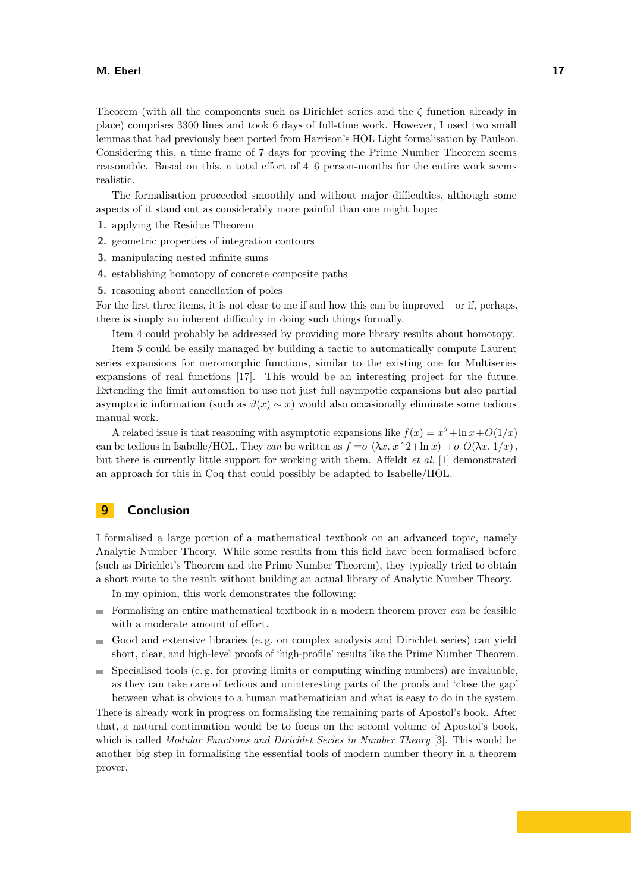Theorem (with all the components such as Dirichlet series and the $\zeta$ function already in place) comprises 3300 lines and took 6 days of full-time work. However, I used two small lemmas that had previously been ported from Harrison's HOL Light formalisation by Paulson. Considering this, a time frame of 7 days for proving the Prime Number Theorem seems reasonable. Based on this, a total effort of 4–6 person-months for the entire work seems realistic.

The formalisation proceeded smoothly and without major difficulties, although some aspects of it stand out as considerably more painful than one might hope:

1. applying the Residue Theorem
2. geometric properties of integration contours
3. manipulating nested infinite sums
4. establishing homotopy of concrete composite paths
5. reasoning about cancellation of poles

For the first three items, it is not clear to me if and how this can be improved – or if, perhaps, there is simply an inherent difficulty in doing such things formally.

Item 4 could probably be addressed by providing more library results about homotopy.

Item 5 could be easily managed by building a tactic to automatically compute Laurent series expansions for meromorphic functions, similar to the existing one for Multiseries expansions of real functions [17]. This would be an interesting project for the future. Extending the limit automation to use not just full asympotic expansions but also partial asymptotic information (such as $\vartheta(x) \sim x$) would also occasionally eliminate some tedious manual work.

A related issue is that reasoning with asymptotic expansions like $f(x) = x^2 + \ln x + O(1/x)$ can be tedious in Isabelle/HOL. They *can* be written as $f =o\ (\lambda x.\ x\hat{\ }2{+}\ln x)\ +o\ O(\lambda x.\ 1/x)$, but there is currently little support for working with them. Affeldt *et al.* [1] demonstrated an approach for this in Coq that could possibly be adapted to Isabelle/HOL.

## 9 Conclusion

I formalised a large portion of a mathematical textbook on an advanced topic, namely Analytic Number Theory. While some results from this field have been formalised before (such as Dirichlet's Theorem and the Prime Number Theorem), they typically tried to obtain a short route to the result without building an actual library of Analytic Number Theory.

In my opinion, this work demonstrates the following:

- Formalising an entire mathematical textbook in a modern theorem prover *can* be feasible with a moderate amount of effort.
- Good and extensive libraries (e. g. on complex analysis and Dirichlet series) can yield short, clear, and high-level proofs of 'high-profile' results like the Prime Number Theorem.
- Specialised tools (e. g. for proving limits or computing winding numbers) are invaluable, as they can take care of tedious and uninteresting parts of the proofs and 'close the gap' between what is obvious to a human mathematician and what is easy to do in the system.

There is already work in progress on formalising the remaining parts of Apostol's book. After that, a natural continuation would be to focus on the second volume of Apostol's book, which is called *Modular Functions and Dirichlet Series in Number Theory* [3]. This would be another big step in formalising the essential tools of modern number theory in a theorem prover.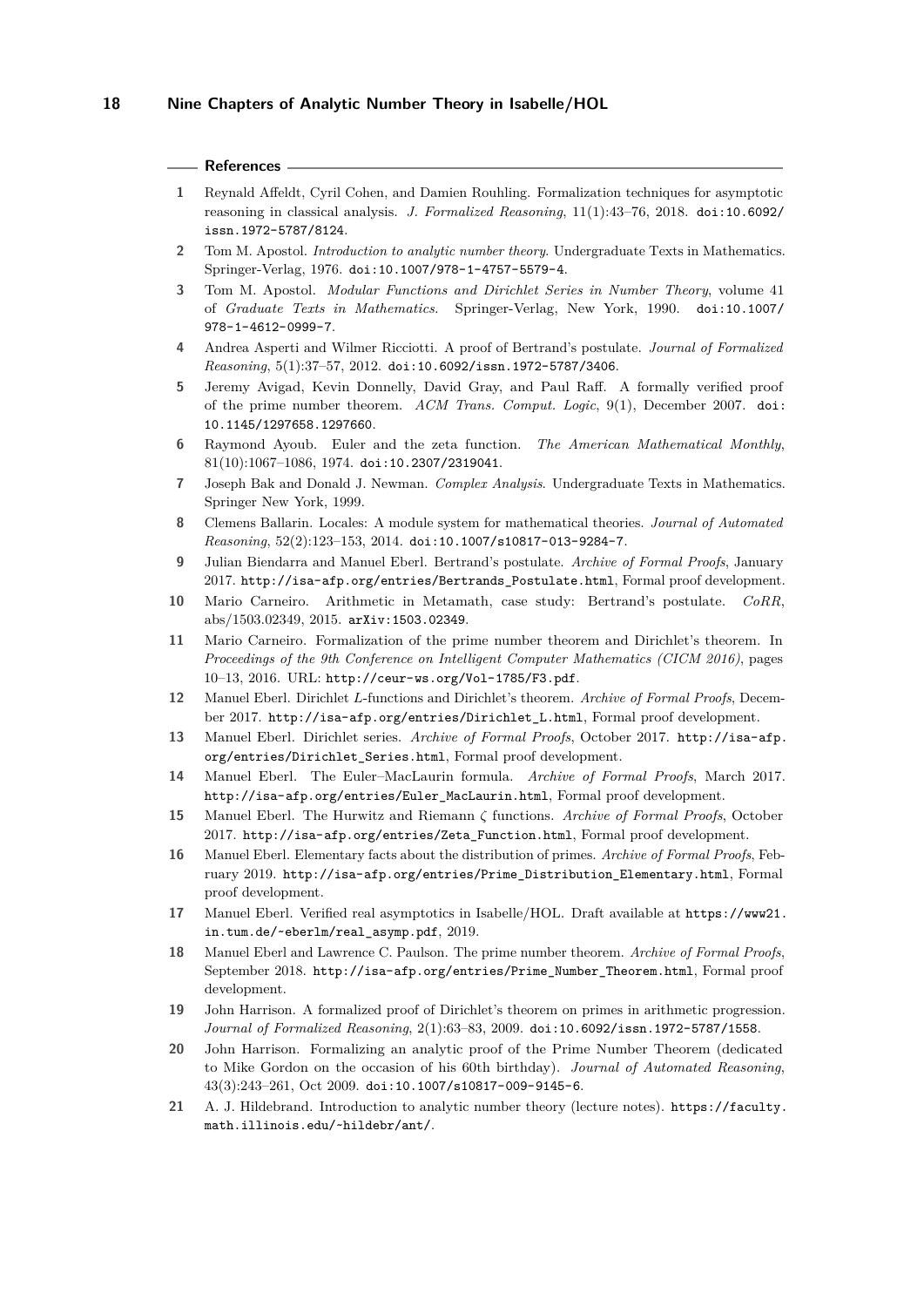## References

1. Reynald Affeldt, Cyril Cohen, and Damien Rouhling. Formalization techniques for asymptotic reasoning in classical analysis. *J. Formalized Reasoning*, 11(1):43–76, 2018. doi:10.6092/issn.1972-5787/8124.
2. Tom M. Apostol. *Introduction to analytic number theory*. Undergraduate Texts in Mathematics. Springer-Verlag, 1976. doi:10.1007/978-1-4757-5579-4.
3. Tom M. Apostol. *Modular Functions and Dirichlet Series in Number Theory*, volume 41 of *Graduate Texts in Mathematics*. Springer-Verlag, New York, 1990. doi:10.1007/978-1-4612-0999-7.
4. Andrea Asperti and Wilmer Ricciotti. A proof of Bertrand's postulate. *Journal of Formalized Reasoning*, 5(1):37–57, 2012. doi:10.6092/issn.1972-5787/3406.
5. Jeremy Avigad, Kevin Donnelly, David Gray, and Paul Raff. A formally verified proof of the prime number theorem. *ACM Trans. Comput. Logic*, 9(1), December 2007. doi:10.1145/1297658.1297660.
6. Raymond Ayoub. Euler and the zeta function. *The American Mathematical Monthly*, 81(10):1067–1086, 1974. doi:10.2307/2319041.
7. Joseph Bak and Donald J. Newman. *Complex Analysis*. Undergraduate Texts in Mathematics. Springer New York, 1999.
8. Clemens Ballarin. Locales: A module system for mathematical theories. *Journal of Automated Reasoning*, 52(2):123–153, 2014. doi:10.1007/s10817-013-9284-7.
9. Julian Biendarra and Manuel Eberl. Bertrand's postulate. *Archive of Formal Proofs*, January 2017. http://isa-afp.org/entries/Bertrands_Postulate.html, Formal proof development.
10. Mario Carneiro. Arithmetic in Metamath, case study: Bertrand's postulate. *CoRR*, abs/1503.02349, 2015. arXiv:1503.02349.
11. Mario Carneiro. Formalization of the prime number theorem and Dirichlet's theorem. In *Proceedings of the 9th Conference on Intelligent Computer Mathematics (CICM 2016)*, pages 10–13, 2016. URL: http://ceur-ws.org/Vol-1785/F3.pdf.
12. Manuel Eberl. Dirichlet *L*-functions and Dirichlet's theorem. *Archive of Formal Proofs*, December 2017. http://isa-afp.org/entries/Dirichlet_L.html, Formal proof development.
13. Manuel Eberl. Dirichlet series. *Archive of Formal Proofs*, October 2017. http://isa-afp.org/entries/Dirichlet_Series.html, Formal proof development.
14. Manuel Eberl. The Euler–MacLaurin formula. *Archive of Formal Proofs*, March 2017. http://isa-afp.org/entries/Euler_MacLaurin.html, Formal proof development.
15. Manuel Eberl. The Hurwitz and Riemann $\zeta$ functions. *Archive of Formal Proofs*, October 2017. http://isa-afp.org/entries/Zeta_Function.html, Formal proof development.
16. Manuel Eberl. Elementary facts about the distribution of primes. *Archive of Formal Proofs*, February 2019. http://isa-afp.org/entries/Prime_Distribution_Elementary.html, Formal proof development.
17. Manuel Eberl. Verified real asymptotics in Isabelle/HOL. Draft available at https://www21.in.tum.de/~eberlm/real_asymp.pdf, 2019.
18. Manuel Eberl and Lawrence C. Paulson. The prime number theorem. *Archive of Formal Proofs*, September 2018. http://isa-afp.org/entries/Prime_Number_Theorem.html, Formal proof development.
19. John Harrison. A formalized proof of Dirichlet's theorem on primes in arithmetic progression. *Journal of Formalized Reasoning*, 2(1):63–83, 2009. doi:10.6092/issn.1972-5787/1558.
20. John Harrison. Formalizing an analytic proof of the Prime Number Theorem (dedicated to Mike Gordon on the occasion of his 60th birthday). *Journal of Automated Reasoning*, 43(3):243–261, Oct 2009. doi:10.1007/s10817-009-9145-6.
21. A. J. Hildebrand. Introduction to analytic number theory (lecture notes). https://faculty.math.illinois.edu/~hildebr/ant/.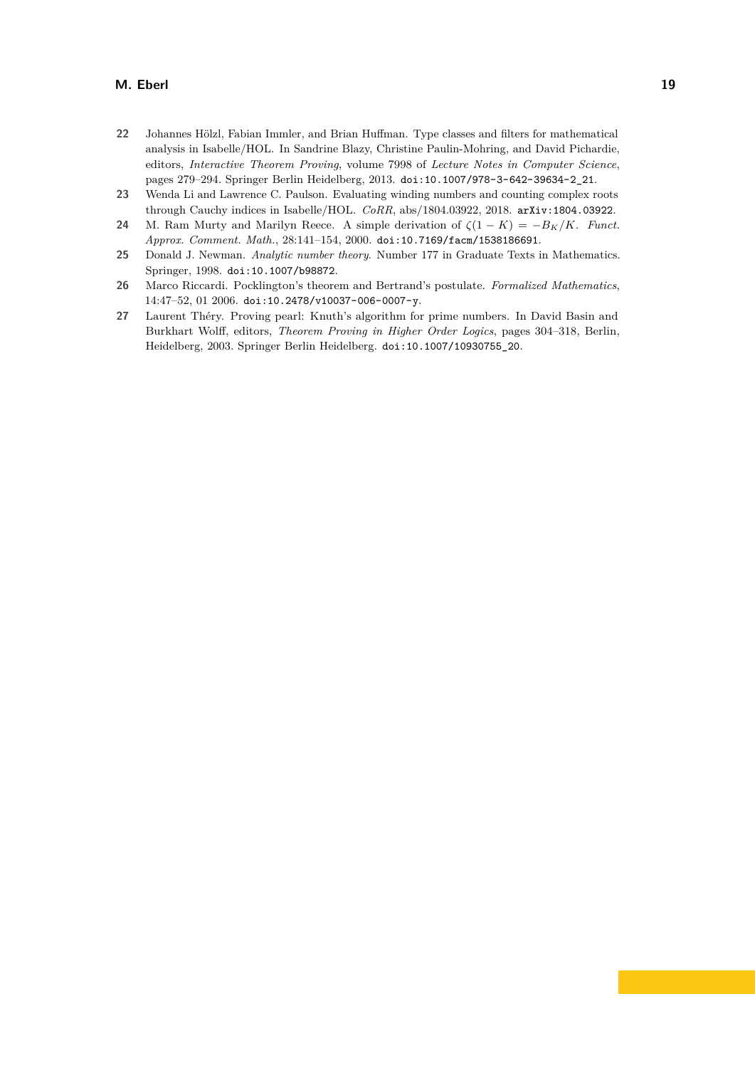22 Johannes Hölzl, Fabian Immler, and Brian Huffman. Type classes and filters for mathematical analysis in Isabelle/HOL. In Sandrine Blazy, Christine Paulin-Mohring, and David Pichardie, editors, *Interactive Theorem Proving*, volume 7998 of *Lecture Notes in Computer Science*, pages 279–294. Springer Berlin Heidelberg, 2013. `doi:10.1007/978-3-642-39634-2_21`.

23 Wenda Li and Lawrence C. Paulson. Evaluating winding numbers and counting complex roots through Cauchy indices in Isabelle/HOL. *CoRR*, abs/1804.03922, 2018. `arXiv:1804.03922`.

24 M. Ram Murty and Marilyn Reece. A simple derivation of $\zeta(1-K) = -B_K/K$. *Funct. Approx. Comment. Math.*, 28:141–154, 2000. `doi:10.7169/facm/1538186691`.

25 Donald J. Newman. *Analytic number theory*. Number 177 in Graduate Texts in Mathematics. Springer, 1998. `doi:10.1007/b98872`.

26 Marco Riccardi. Pocklington's theorem and Bertrand's postulate. *Formalized Mathematics*, 14:47–52, 01 2006. `doi:10.2478/v10037-006-0007-y`.

27 Laurent Théry. Proving pearl: Knuth's algorithm for prime numbers. In David Basin and Burkhart Wolff, editors, *Theorem Proving in Higher Order Logics*, pages 304–318, Berlin, Heidelberg, 2003. Springer Berlin Heidelberg. `doi:10.1007/10930755_20`.